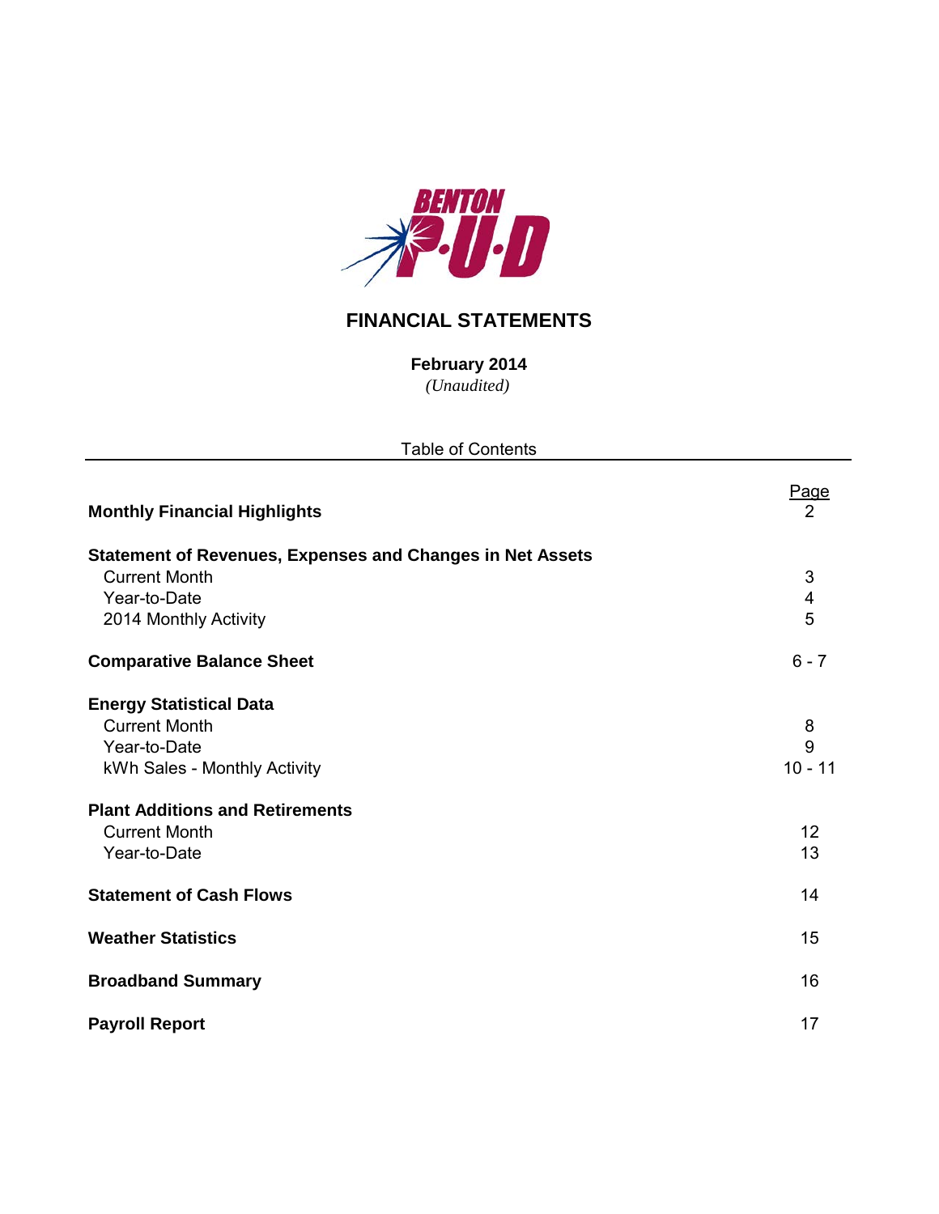BENTON P·U·D

# FINANCIAL STATEMENTS

**February 2014**

*(Unaudited)*

Table of Contents

| | Page |
|---|---|
| **Monthly Financial Highlights** | 2 |
| **Statement of Revenues, Expenses and Changes in Net Assets** | |
| Current Month | 3 |
| Year-to-Date | 4 |
| 2014 Monthly Activity | 5 |
| **Comparative Balance Sheet** | 6 - 7 |
| **Energy Statistical Data** | |
| Current Month | 8 |
| Year-to-Date | 9 |
| kWh Sales - Monthly Activity | 10 - 11 |
| **Plant Additions and Retirements** | |
| Current Month | 12 |
| Year-to-Date | 13 |
| **Statement of Cash Flows** | 14 |
| **Weather Statistics** | 15 |
| **Broadband Summary** | 16 |
| **Payroll Report** | 17 |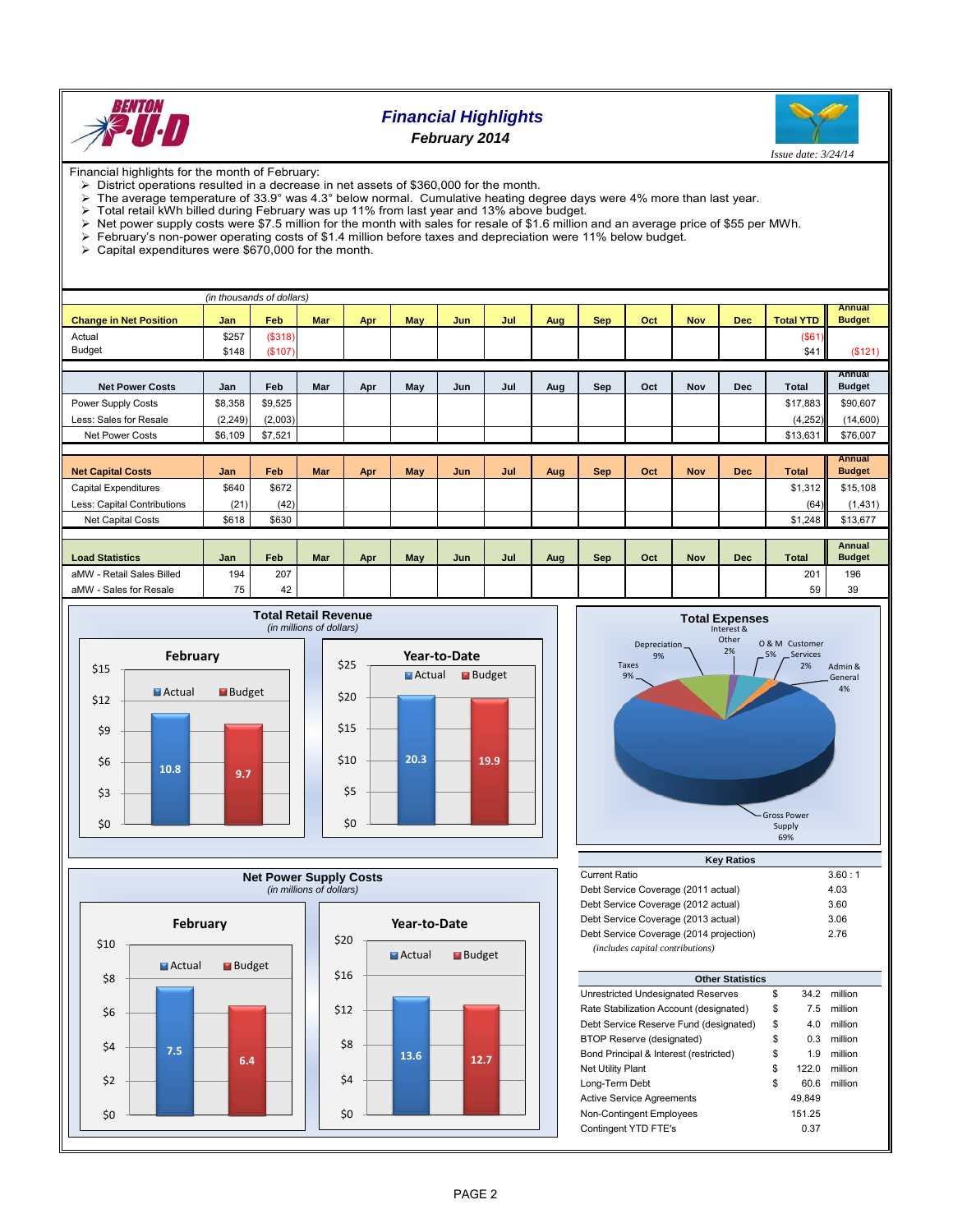# Financial Highlights

## February 2014

*Issue date: 3/24/14*

Financial highlights for the month of February:

- District operations resulted in a decrease in net assets of $360,000 for the month.
- The average temperature of 33.9° was 4.3° below normal. Cumulative heating degree days were 4% more than last year.
- Total retail kWh billed during February was up 11% from last year and 13% above budget.
- Net power supply costs were $7.5 million for the month with sales for resale of $1.6 million and an average price of $55 per MWh.
- February's non-power operating costs of $1.4 million before taxes and depreciation were 11% below budget.
- Capital expenditures were $670,000 for the month.

*(in thousands of dollars)*

| Change in Net Position | Jan | Feb | Mar | Apr | May | Jun | Jul | Aug | Sep | Oct | Nov | Dec | Total YTD | Annual Budget |
|---|---|---|---|---|---|---|---|---|---|---|---|---|---|---|
| Actual | $257 | ($318) | | | | | | | | | | | ($61) | |
| Budget | $148 | ($107) | | | | | | | | | | | $41 | ($121) |

| Net Power Costs | Jan | Feb | Mar | Apr | May | Jun | Jul | Aug | Sep | Oct | Nov | Dec | Total | Annual Budget |
|---|---|---|---|---|---|---|---|---|---|---|---|---|---|---|
| Power Supply Costs | $8,358 | $9,525 | | | | | | | | | | | $17,883 | $90,607 |
| Less: Sales for Resale | (2,249) | (2,003) | | | | | | | | | | | (4,252) | (14,600) |
| Net Power Costs | $6,109 | $7,521 | | | | | | | | | | | $13,631 | $76,007 |

| Net Capital Costs | Jan | Feb | Mar | Apr | May | Jun | Jul | Aug | Sep | Oct | Nov | Dec | Total | Annual Budget |
|---|---|---|---|---|---|---|---|---|---|---|---|---|---|---|
| Capital Expenditures | $640 | $672 | | | | | | | | | | | $1,312 | $15,108 |
| Less: Capital Contributions | (21) | (42) | | | | | | | | | | | (64) | (1,431) |
| Net Capital Costs | $618 | $630 | | | | | | | | | | | $1,248 | $13,677 |

| Load Statistics | Jan | Feb | Mar | Apr | May | Jun | Jul | Aug | Sep | Oct | Nov | Dec | Total | Annual Budget |
|---|---|---|---|---|---|---|---|---|---|---|---|---|---|---|
| aMW - Retail Sales Billed | 194 | 207 | | | | | | | | | | | 201 | 196 |
| aMW - Sales for Resale | 75 | 42 | | | | | | | | | | | 59 | 39 |

### Total Retail Revenue
*(in millions of dollars)*

| | Actual | Budget |
|---|---|---|
| February | 10.8 | 9.7 |
| Year-to-Date | 20.3 | 19.9 |

### Total Expenses

| Category | % |
|---|---|
| Gross Power Supply | 69% |
| Depreciation | 9% |
| Taxes | 9% |
| Interest & Other | 2% |
| O & M Services | 5% |
| Customer | 2% |
| Admin & General | 4% |

### Net Power Supply Costs
*(in millions of dollars)*

| | Actual | Budget |
|---|---|---|
| February | 7.5 | 6.4 |
| Year-to-Date | 13.6 | 12.7 |

### Key Ratios

| | |
|---|---|
| Current Ratio | 3.60 : 1 |
| Debt Service Coverage (2011 actual) | 4.03 |
| Debt Service Coverage (2012 actual) | 3.60 |
| Debt Service Coverage (2013 actual) | 3.06 |
| Debt Service Coverage (2014 projection) | 2.76 |

*(includes capital contributions)*

### Other Statistics

| | |
|---|---|
| Unrestricted Undesignated Reserves | $ 34.2 million |
| Rate Stabilization Account (designated) | $ 7.5 million |
| Debt Service Reserve Fund (designated) | $ 4.0 million |
| BTOP Reserve (designated) | $ 0.3 million |
| Bond Principal & Interest (restricted) | $ 1.9 million |
| Net Utility Plant | $ 122.0 million |
| Long-Term Debt | $ 60.6 million |
| Active Service Agreements | 49,849 |
| Non-Contingent Employees | 151.25 |
| Contingent YTD FTE's | 0.37 |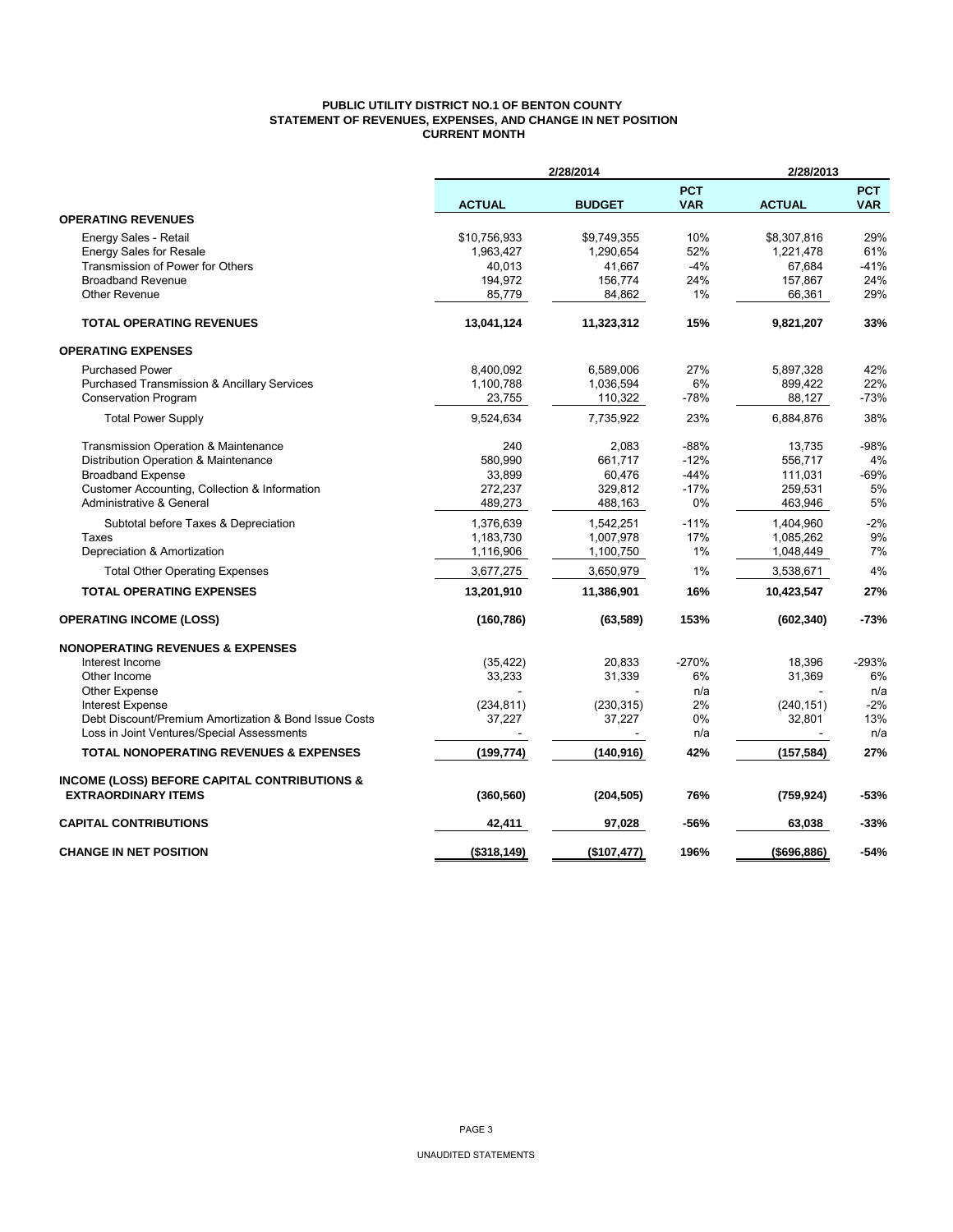# PUBLIC UTILITY DISTRICT NO.1 OF BENTON COUNTY
## STATEMENT OF REVENUES, EXPENSES, AND CHANGE IN NET POSITION
### CURRENT MONTH

| | 2/28/2014 | | | 2/28/2013 | |
|---|---|---|---|---|---|
| | ACTUAL | BUDGET | PCT VAR | ACTUAL | PCT VAR |
| **OPERATING REVENUES** | | | | | |
| Energy Sales - Retail | $10,756,933 | $9,749,355 | 10% | $8,307,816 | 29% |
| Energy Sales for Resale | 1,963,427 | 1,290,654 | 52% | 1,221,478 | 61% |
| Transmission of Power for Others | 40,013 | 41,667 | -4% | 67,684 | -41% |
| Broadband Revenue | 194,972 | 156,774 | 24% | 157,867 | 24% |
| Other Revenue | 85,779 | 84,862 | 1% | 66,361 | 29% |
| **TOTAL OPERATING REVENUES** | **13,041,124** | **11,323,312** | **15%** | **9,821,207** | **33%** |
| **OPERATING EXPENSES** | | | | | |
| Purchased Power | 8,400,092 | 6,589,006 | 27% | 5,897,328 | 42% |
| Purchased Transmission & Ancillary Services | 1,100,788 | 1,036,594 | 6% | 899,422 | 22% |
| Conservation Program | 23,755 | 110,322 | -78% | 88,127 | -73% |
| Total Power Supply | 9,524,634 | 7,735,922 | 23% | 6,884,876 | 38% |
| Transmission Operation & Maintenance | 240 | 2,083 | -88% | 13,735 | -98% |
| Distribution Operation & Maintenance | 580,990 | 661,717 | -12% | 556,717 | 4% |
| Broadband Expense | 33,899 | 60,476 | -44% | 111,031 | -69% |
| Customer Accounting, Collection & Information | 272,237 | 329,812 | -17% | 259,531 | 5% |
| Administrative & General | 489,273 | 488,163 | 0% | 463,946 | 5% |
| Subtotal before Taxes & Depreciation | 1,376,639 | 1,542,251 | -11% | 1,404,960 | -2% |
| Taxes | 1,183,730 | 1,007,978 | 17% | 1,085,262 | 9% |
| Depreciation & Amortization | 1,116,906 | 1,100,750 | 1% | 1,048,449 | 7% |
| Total Other Operating Expenses | 3,677,275 | 3,650,979 | 1% | 3,538,671 | 4% |
| **TOTAL OPERATING EXPENSES** | **13,201,910** | **11,386,901** | **16%** | **10,423,547** | **27%** |
| **OPERATING INCOME (LOSS)** | **(160,786)** | **(63,589)** | **153%** | **(602,340)** | **-73%** |
| **NONOPERATING REVENUES & EXPENSES** | | | | | |
| Interest Income | (35,422) | 20,833 | -270% | 18,396 | -293% |
| Other Income | 33,233 | 31,339 | 6% | 31,369 | 6% |
| Other Expense | - | - | n/a | - | n/a |
| Interest Expense | (234,811) | (230,315) | 2% | (240,151) | -2% |
| Debt Discount/Premium Amortization & Bond Issue Costs | 37,227 | 37,227 | 0% | 32,801 | 13% |
| Loss in Joint Ventures/Special Assessments | - | - | n/a | - | n/a |
| **TOTAL NONOPERATING REVENUES & EXPENSES** | **(199,774)** | **(140,916)** | **42%** | **(157,584)** | **27%** |
| **INCOME (LOSS) BEFORE CAPITAL CONTRIBUTIONS & EXTRAORDINARY ITEMS** | **(360,560)** | **(204,505)** | **76%** | **(759,924)** | **-53%** |
| **CAPITAL CONTRIBUTIONS** | **42,411** | **97,028** | **-56%** | **63,038** | **-33%** |
| **CHANGE IN NET POSITION** | **($318,149)** | **($107,477)** | **196%** | **($696,886)** | **-54%** |

UNAUDITED STATEMENTS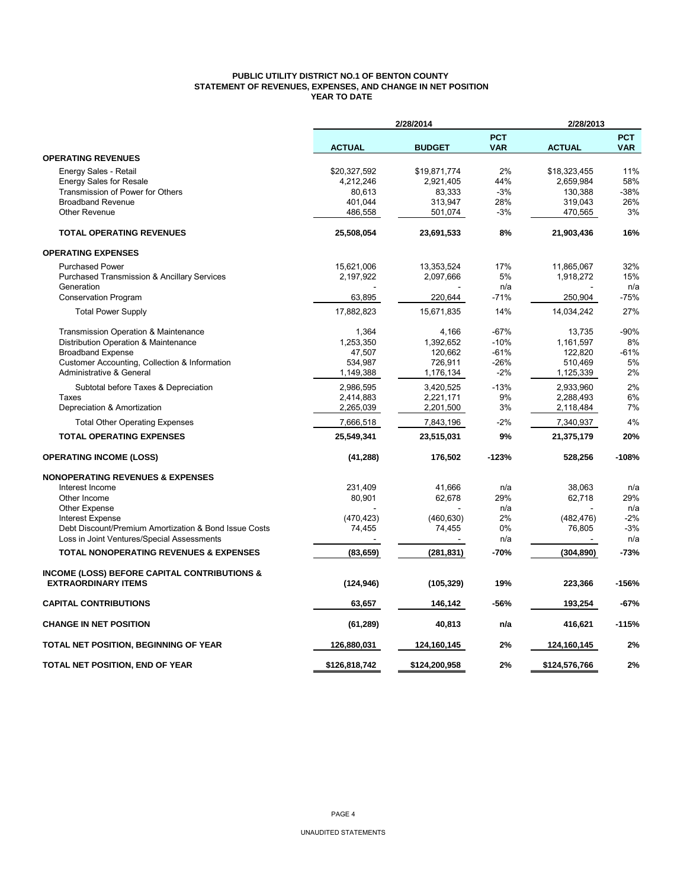# PUBLIC UTILITY DISTRICT NO.1 OF BENTON COUNTY
## STATEMENT OF REVENUES, EXPENSES, AND CHANGE IN NET POSITION
### YEAR TO DATE

| | 2/28/2014 | | | 2/28/2013 | |
|---|---|---|---|---|---|
| | **ACTUAL** | **BUDGET** | **PCT VAR** | **ACTUAL** | **PCT VAR** |
| **OPERATING REVENUES** | | | | | |
| Energy Sales - Retail | $20,327,592 | $19,871,774 | 2% | $18,323,455 | 11% |
| Energy Sales for Resale | 4,212,246 | 2,921,405 | 44% | 2,659,984 | 58% |
| Transmission of Power for Others | 80,613 | 83,333 | -3% | 130,388 | -38% |
| Broadband Revenue | 401,044 | 313,947 | 28% | 319,043 | 26% |
| Other Revenue | 486,558 | 501,074 | -3% | 470,565 | 3% |
| **TOTAL OPERATING REVENUES** | **25,508,054** | **23,691,533** | **8%** | **21,903,436** | **16%** |
| **OPERATING EXPENSES** | | | | | |
| Purchased Power | 15,621,006 | 13,353,524 | 17% | 11,865,067 | 32% |
| Purchased Transmission & Ancillary Services | 2,197,922 | 2,097,666 | 5% | 1,918,272 | 15% |
| Generation | - | - | n/a | - | n/a |
| Conservation Program | 63,895 | 220,644 | -71% | 250,904 | -75% |
| Total Power Supply | 17,882,823 | 15,671,835 | 14% | 14,034,242 | 27% |
| Transmission Operation & Maintenance | 1,364 | 4,166 | -67% | 13,735 | -90% |
| Distribution Operation & Maintenance | 1,253,350 | 1,392,652 | -10% | 1,161,597 | 8% |
| Broadband Expense | 47,507 | 120,662 | -61% | 122,820 | -61% |
| Customer Accounting, Collection & Information | 534,987 | 726,911 | -26% | 510,469 | 5% |
| Administrative & General | 1,149,388 | 1,176,134 | -2% | 1,125,339 | 2% |
| Subtotal before Taxes & Depreciation | 2,986,595 | 3,420,525 | -13% | 2,933,960 | 2% |
| Taxes | 2,414,883 | 2,221,171 | 9% | 2,288,493 | 6% |
| Depreciation & Amortization | 2,265,039 | 2,201,500 | 3% | 2,118,484 | 7% |
| Total Other Operating Expenses | 7,666,518 | 7,843,196 | -2% | 7,340,937 | 4% |
| **TOTAL OPERATING EXPENSES** | **25,549,341** | **23,515,031** | **9%** | **21,375,179** | **20%** |
| **OPERATING INCOME (LOSS)** | **(41,288)** | **176,502** | **-123%** | **528,256** | **-108%** |
| **NONOPERATING REVENUES & EXPENSES** | | | | | |
| Interest Income | 231,409 | 41,666 | n/a | 38,063 | n/a |
| Other Income | 80,901 | 62,678 | 29% | 62,718 | 29% |
| Other Expense | - | - | n/a | - | n/a |
| Interest Expense | (470,423) | (460,630) | 2% | (482,476) | -2% |
| Debt Discount/Premium Amortization & Bond Issue Costs | 74,455 | 74,455 | 0% | 76,805 | -3% |
| Loss in Joint Ventures/Special Assessments | - | - | n/a | - | n/a |
| **TOTAL NONOPERATING REVENUES & EXPENSES** | **(83,659)** | **(281,831)** | **-70%** | **(304,890)** | **-73%** |
| **INCOME (LOSS) BEFORE CAPITAL CONTRIBUTIONS & EXTRAORDINARY ITEMS** | **(124,946)** | **(105,329)** | **19%** | **223,366** | **-156%** |
| **CAPITAL CONTRIBUTIONS** | **63,657** | **146,142** | **-56%** | **193,254** | **-67%** |
| **CHANGE IN NET POSITION** | **(61,289)** | **40,813** | **n/a** | **416,621** | **-115%** |
| **TOTAL NET POSITION, BEGINNING OF YEAR** | **126,880,031** | **124,160,145** | **2%** | **124,160,145** | **2%** |
| **TOTAL NET POSITION, END OF YEAR** | **$126,818,742** | **$124,200,958** | **2%** | **$124,576,766** | **2%** |

UNAUDITED STATEMENTS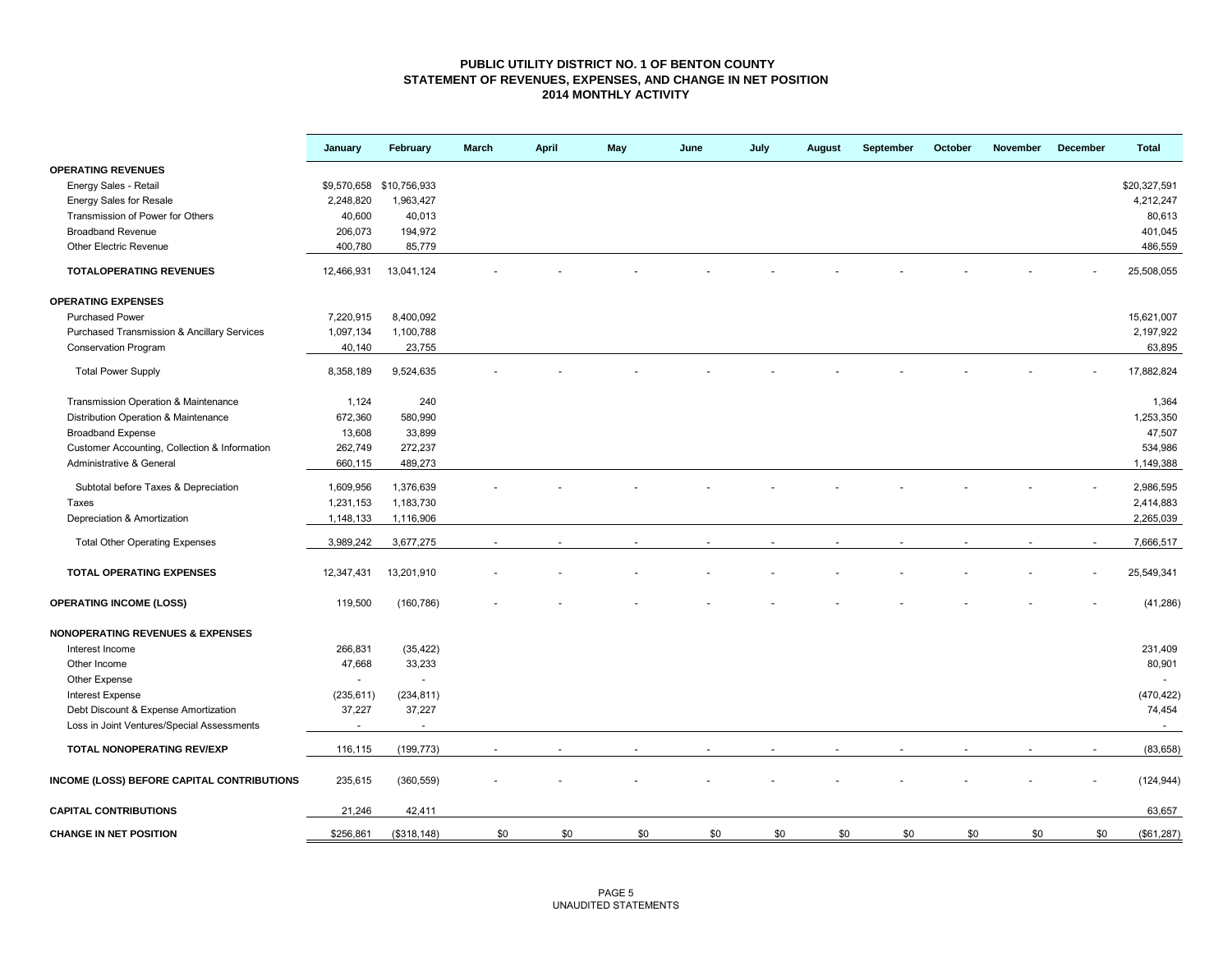# PUBLIC UTILITY DISTRICT NO. 1 OF BENTON COUNTY
## STATEMENT OF REVENUES, EXPENSES, AND CHANGE IN NET POSITION
### 2014 MONTHLY ACTIVITY

| | January | February | March | April | May | June | July | August | September | October | November | December | Total |
|---|---|---|---|---|---|---|---|---|---|---|---|---|---|
| **OPERATING REVENUES** | | | | | | | | | | | | | |
| Energy Sales - Retail | $9,570,658 | $10,756,933 | | | | | | | | | | | $20,327,591 |
| Energy Sales for Resale | 2,248,820 | 1,963,427 | | | | | | | | | | | 4,212,247 |
| Transmission of Power for Others | 40,600 | 40,013 | | | | | | | | | | | 80,613 |
| Broadband Revenue | 206,073 | 194,972 | | | | | | | | | | | 401,045 |
| Other Electric Revenue | 400,780 | 85,779 | | | | | | | | | | | 486,559 |
| **TOTALOPERATING REVENUES** | 12,466,931 | 13,041,124 | - | - | - | - | - | - | - | - | - | - | 25,508,055 |
| **OPERATING EXPENSES** | | | | | | | | | | | | | |
| Purchased Power | 7,220,915 | 8,400,092 | | | | | | | | | | | 15,621,007 |
| Purchased Transmission & Ancillary Services | 1,097,134 | 1,100,788 | | | | | | | | | | | 2,197,922 |
| Conservation Program | 40,140 | 23,755 | | | | | | | | | | | 63,895 |
| Total Power Supply | 8,358,189 | 9,524,635 | - | - | - | - | - | - | - | - | - | - | 17,882,824 |
| Transmission Operation & Maintenance | 1,124 | 240 | | | | | | | | | | | 1,364 |
| Distribution Operation & Maintenance | 672,360 | 580,990 | | | | | | | | | | | 1,253,350 |
| Broadband Expense | 13,608 | 33,899 | | | | | | | | | | | 47,507 |
| Customer Accounting, Collection & Information | 262,749 | 272,237 | | | | | | | | | | | 534,986 |
| Administrative & General | 660,115 | 489,273 | | | | | | | | | | | 1,149,388 |
| Subtotal before Taxes & Depreciation | 1,609,956 | 1,376,639 | - | - | - | - | - | - | - | - | - | - | 2,986,595 |
| Taxes | 1,231,153 | 1,183,730 | | | | | | | | | | | 2,414,883 |
| Depreciation & Amortization | 1,148,133 | 1,116,906 | | | | | | | | | | | 2,265,039 |
| Total Other Operating Expenses | 3,989,242 | 3,677,275 | - | - | - | - | - | - | - | - | - | - | 7,666,517 |
| **TOTAL OPERATING EXPENSES** | 12,347,431 | 13,201,910 | - | - | - | - | - | - | - | - | - | - | 25,549,341 |
| **OPERATING INCOME (LOSS)** | 119,500 | (160,786) | - | - | - | - | - | - | - | - | - | - | (41,286) |
| **NONOPERATING REVENUES & EXPENSES** | | | | | | | | | | | | | |
| Interest Income | 266,831 | (35,422) | | | | | | | | | | | 231,409 |
| Other Income | 47,668 | 33,233 | | | | | | | | | | | 80,901 |
| Other Expense | - | - | | | | | | | | | | | - |
| Interest Expense | (235,611) | (234,811) | | | | | | | | | | | (470,422) |
| Debt Discount & Expense Amortization | 37,227 | 37,227 | | | | | | | | | | | 74,454 |
| Loss in Joint Ventures/Special Assessments | - | - | | | | | | | | | | | - |
| **TOTAL NONOPERATING REV/EXP** | 116,115 | (199,773) | - | - | - | - | - | - | - | - | - | - | (83,658) |
| **INCOME (LOSS) BEFORE CAPITAL CONTRIBUTIONS** | 235,615 | (360,559) | - | - | - | - | - | - | - | - | - | - | (124,944) |
| **CAPITAL CONTRIBUTIONS** | 21,246 | 42,411 | | | | | | | | | | | 63,657 |
| **CHANGE IN NET POSITION** | $256,861 | ($318,148) | $0 | $0 | $0 | $0 | $0 | $0 | $0 | $0 | $0 | $0 | ($61,287) |

UNAUDITED STATEMENTS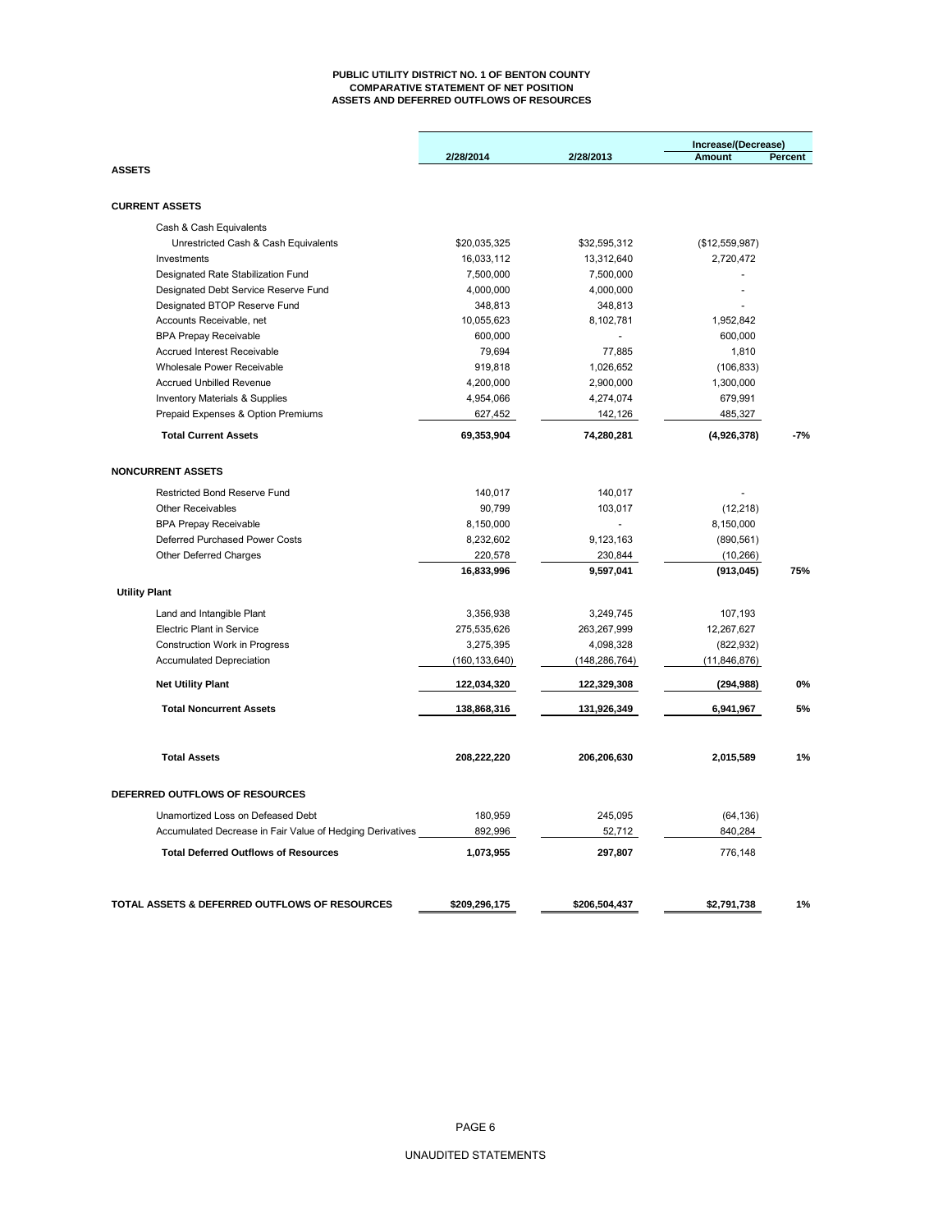# PUBLIC UTILITY DISTRICT NO. 1 OF BENTON COUNTY
## COMPARATIVE STATEMENT OF NET POSITION
## ASSETS AND DEFERRED OUTFLOWS OF RESOURCES

| | 2/28/2014 | 2/28/2013 | Increase/(Decrease) Amount | Percent |
|---|---|---|---|---|
| **ASSETS** | | | | |
| **CURRENT ASSETS** | | | | |
| Cash & Cash Equivalents | | | | |
| Unrestricted Cash & Cash Equivalents | $20,035,325 | $32,595,312 | ($12,559,987) | |
| Investments | 16,033,112 | 13,312,640 | 2,720,472 | |
| Designated Rate Stabilization Fund | 7,500,000 | 7,500,000 | - | |
| Designated Debt Service Reserve Fund | 4,000,000 | 4,000,000 | - | |
| Designated BTOP Reserve Fund | 348,813 | 348,813 | - | |
| Accounts Receivable, net | 10,055,623 | 8,102,781 | 1,952,842 | |
| BPA Prepay Receivable | 600,000 | - | 600,000 | |
| Accrued Interest Receivable | 79,694 | 77,885 | 1,810 | |
| Wholesale Power Receivable | 919,818 | 1,026,652 | (106,833) | |
| Accrued Unbilled Revenue | 4,200,000 | 2,900,000 | 1,300,000 | |
| Inventory Materials & Supplies | 4,954,066 | 4,274,074 | 679,991 | |
| Prepaid Expenses & Option Premiums | 627,452 | 142,126 | 485,327 | |
| **Total Current Assets** | **69,353,904** | **74,280,281** | **(4,926,378)** | **-7%** |
| **NONCURRENT ASSETS** | | | | |
| Restricted Bond Reserve Fund | 140,017 | 140,017 | - | |
| Other Receivables | 90,799 | 103,017 | (12,218) | |
| BPA Prepay Receivable | 8,150,000 | - | 8,150,000 | |
| Deferred Purchased Power Costs | 8,232,602 | 9,123,163 | (890,561) | |
| Other Deferred Charges | 220,578 | 230,844 | (10,266) | |
| | **16,833,996** | **9,597,041** | **(913,045)** | **75%** |
| **Utility Plant** | | | | |
| Land and Intangible Plant | 3,356,938 | 3,249,745 | 107,193 | |
| Electric Plant in Service | 275,535,626 | 263,267,999 | 12,267,627 | |
| Construction Work in Progress | 3,275,395 | 4,098,328 | (822,932) | |
| Accumulated Depreciation | (160,133,640) | (148,286,764) | (11,846,876) | |
| **Net Utility Plant** | **122,034,320** | **122,329,308** | **(294,988)** | **0%** |
| **Total Noncurrent Assets** | **138,868,316** | **131,926,349** | **6,941,967** | **5%** |
| **Total Assets** | **208,222,220** | **206,206,630** | **2,015,589** | **1%** |
| **DEFERRED OUTFLOWS OF RESOURCES** | | | | |
| Unamortized Loss on Defeased Debt | 180,959 | 245,095 | (64,136) | |
| Accumulated Decrease in Fair Value of Hedging Derivatives | 892,996 | 52,712 | 840,284 | |
| **Total Deferred Outflows of Resources** | **1,073,955** | **297,807** | 776,148 | |
| **TOTAL ASSETS & DEFERRED OUTFLOWS OF RESOURCES** | **$209,296,175** | **$206,504,437** | **$2,791,738** | **1%** |

UNAUDITED STATEMENTS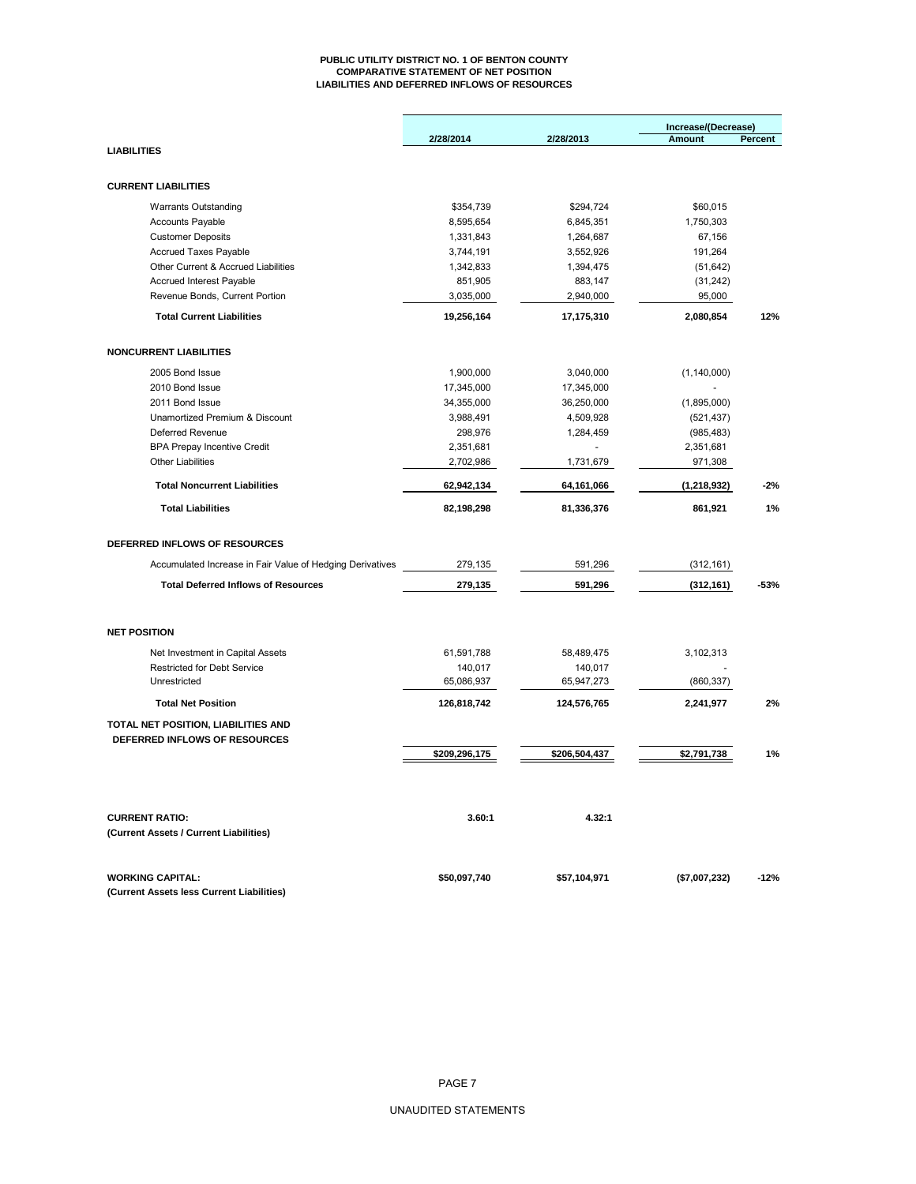# PUBLIC UTILITY DISTRICT NO. 1 OF BENTON COUNTY
## COMPARATIVE STATEMENT OF NET POSITION
## LIABILITIES AND DEFERRED INFLOWS OF RESOURCES

| | 2/28/2014 | 2/28/2013 | Increase/(Decrease) Amount | Percent |
|---|---|---|---|---|
| **LIABILITIES** | | | | |
| **CURRENT LIABILITIES** | | | | |
| Warrants Outstanding | $354,739 | $294,724 | $60,015 | |
| Accounts Payable | 8,595,654 | 6,845,351 | 1,750,303 | |
| Customer Deposits | 1,331,843 | 1,264,687 | 67,156 | |
| Accrued Taxes Payable | 3,744,191 | 3,552,926 | 191,264 | |
| Other Current & Accrued Liabilities | 1,342,833 | 1,394,475 | (51,642) | |
| Accrued Interest Payable | 851,905 | 883,147 | (31,242) | |
| Revenue Bonds, Current Portion | 3,035,000 | 2,940,000 | 95,000 | |
| **Total Current Liabilities** | **19,256,164** | **17,175,310** | **2,080,854** | **12%** |
| **NONCURRENT LIABILITIES** | | | | |
| 2005 Bond Issue | 1,900,000 | 3,040,000 | (1,140,000) | |
| 2010 Bond Issue | 17,345,000 | 17,345,000 | - | |
| 2011 Bond Issue | 34,355,000 | 36,250,000 | (1,895,000) | |
| Unamortized Premium & Discount | 3,988,491 | 4,509,928 | (521,437) | |
| Deferred Revenue | 298,976 | 1,284,459 | (985,483) | |
| BPA Prepay Incentive Credit | 2,351,681 | - | 2,351,681 | |
| Other Liabilities | 2,702,986 | 1,731,679 | 971,308 | |
| **Total Noncurrent Liabilities** | **62,942,134** | **64,161,066** | **(1,218,932)** | **-2%** |
| **Total Liabilities** | **82,198,298** | **81,336,376** | **861,921** | **1%** |
| **DEFERRED INFLOWS OF RESOURCES** | | | | |
| Accumulated Increase in Fair Value of Hedging Derivatives | 279,135 | 591,296 | (312,161) | |
| **Total Deferred Inflows of Resources** | **279,135** | **591,296** | **(312,161)** | **-53%** |
| **NET POSITION** | | | | |
| Net Investment in Capital Assets | 61,591,788 | 58,489,475 | 3,102,313 | |
| Restricted for Debt Service | 140,017 | 140,017 | - | |
| Unrestricted | 65,086,937 | 65,947,273 | (860,337) | |
| **Total Net Position** | **126,818,742** | **124,576,765** | **2,241,977** | **2%** |
| **TOTAL NET POSITION, LIABILITIES AND DEFERRED INFLOWS OF RESOURCES** | **$209,296,175** | **$206,504,437** | **$2,791,738** | **1%** |
| **CURRENT RATIO:** **(Current Assets / Current Liabilities)** | **3.60:1** | **4.32:1** | | |
| **WORKING CAPITAL:** **(Current Assets less Current Liabilities)** | **$50,097,740** | **$57,104,971** | **($7,007,232)** | **-12%** |

UNAUDITED STATEMENTS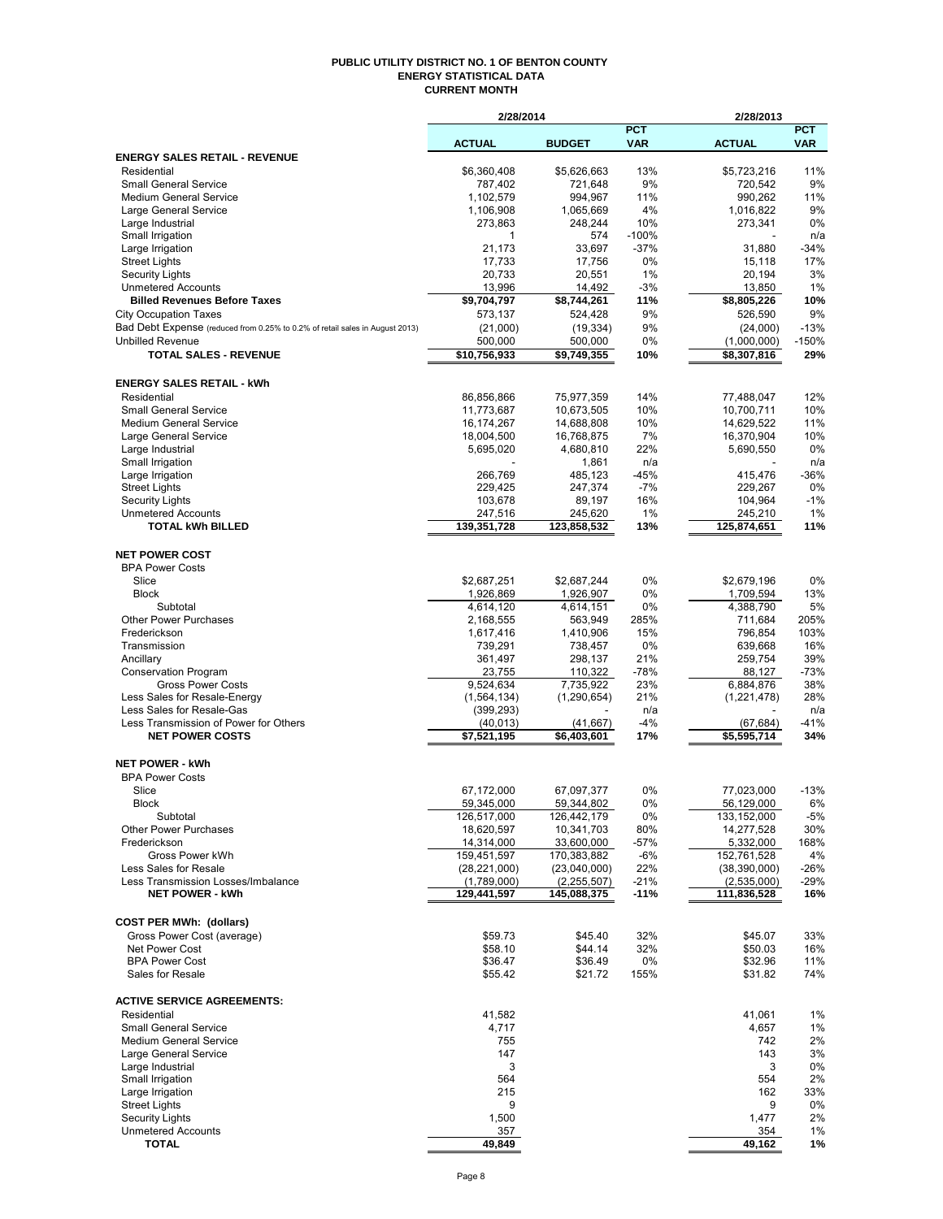# PUBLIC UTILITY DISTRICT NO. 1 OF BENTON COUNTY
## ENERGY STATISTICAL DATA
### CURRENT MONTH

| | 2/28/2014 | | | 2/28/2013 | |
|---|---|---|---|---|---|
| | **ACTUAL** | **BUDGET** | **PCT VAR** | **ACTUAL** | **PCT VAR** |
| **ENERGY SALES RETAIL - REVENUE** | | | | | |
| Residential | $6,360,408 | $5,626,663 | 13% | $5,723,216 | 11% |
| Small General Service | 787,402 | 721,648 | 9% | 720,542 | 9% |
| Medium General Service | 1,102,579 | 994,967 | 11% | 990,262 | 11% |
| Large General Service | 1,106,908 | 1,065,669 | 4% | 1,016,822 | 9% |
| Large Industrial | 273,863 | 248,244 | 10% | 273,341 | 0% |
| Small Irrigation | 1 | 574 | -100% | - | n/a |
| Large Irrigation | 21,173 | 33,697 | -37% | 31,880 | -34% |
| Street Lights | 17,733 | 17,756 | 0% | 15,118 | 17% |
| Security Lights | 20,733 | 20,551 | 1% | 20,194 | 3% |
| Unmetered Accounts | 13,996 | 14,492 | -3% | 13,850 | 1% |
| **Billed Revenues Before Taxes** | **$9,704,797** | **$8,744,261** | **11%** | **$8,805,226** | **10%** |
| City Occupation Taxes | 573,137 | 524,428 | 9% | 526,590 | 9% |
| Bad Debt Expense (reduced from 0.25% to 0.2% of retail sales in August 2013) | (21,000) | (19,334) | 9% | (24,000) | -13% |
| Unbilled Revenue | 500,000 | 500,000 | 0% | (1,000,000) | -150% |
| **TOTAL SALES - REVENUE** | **$10,756,933** | **$9,749,355** | **10%** | **$8,307,816** | **29%** |
| | | | | | |
| **ENERGY SALES RETAIL - kWh** | | | | | |
| Residential | 86,856,866 | 75,977,359 | 14% | 77,488,047 | 12% |
| Small General Service | 11,773,687 | 10,673,505 | 10% | 10,700,711 | 10% |
| Medium General Service | 16,174,267 | 14,688,808 | 10% | 14,629,522 | 11% |
| Large General Service | 18,004,500 | 16,768,875 | 7% | 16,370,904 | 10% |
| Large Industrial | 5,695,020 | 4,680,810 | 22% | 5,690,550 | 0% |
| Small Irrigation | - | 1,861 | n/a | - | n/a |
| Large Irrigation | 266,769 | 485,123 | -45% | 415,476 | -36% |
| Street Lights | 229,425 | 247,374 | -7% | 229,267 | 0% |
| Security Lights | 103,678 | 89,197 | 16% | 104,964 | -1% |
| Unmetered Accounts | 247,516 | 245,620 | 1% | 245,210 | 1% |
| **TOTAL kWh BILLED** | **139,351,728** | **123,858,532** | **13%** | **125,874,651** | **11%** |
| | | | | | |
| **NET POWER COST** | | | | | |
| BPA Power Costs | | | | | |
| Slice | $2,687,251 | $2,687,244 | 0% | $2,679,196 | 0% |
| Block | 1,926,869 | 1,926,907 | 0% | 1,709,594 | 13% |
| Subtotal | 4,614,120 | 4,614,151 | 0% | 4,388,790 | 5% |
| Other Power Purchases | 2,168,555 | 563,949 | 285% | 711,684 | 205% |
| Frederickson | 1,617,416 | 1,410,906 | 15% | 796,854 | 103% |
| Transmission | 739,291 | 738,457 | 0% | 639,668 | 16% |
| Ancillary | 361,497 | 298,137 | 21% | 259,754 | 39% |
| Conservation Program | 23,755 | 110,322 | -78% | 88,127 | -73% |
| Gross Power Costs | 9,524,634 | 7,735,922 | 23% | 6,884,876 | 38% |
| Less Sales for Resale-Energy | (1,564,134) | (1,290,654) | 21% | (1,221,478) | 28% |
| Less Sales for Resale-Gas | (399,293) | - | n/a | - | n/a |
| Less Transmission of Power for Others | (40,013) | (41,667) | -4% | (67,684) | -41% |
| **NET POWER COSTS** | **$7,521,195** | **$6,403,601** | **17%** | **$5,595,714** | **34%** |
| | | | | | |
| **NET POWER - kWh** | | | | | |
| BPA Power Costs | | | | | |
| Slice | 67,172,000 | 67,097,377 | 0% | 77,023,000 | -13% |
| Block | 59,345,000 | 59,344,802 | 0% | 56,129,000 | 6% |
| Subtotal | 126,517,000 | 126,442,179 | 0% | 133,152,000 | -5% |
| Other Power Purchases | 18,620,597 | 10,341,703 | 80% | 14,277,528 | 30% |
| Frederickson | 14,314,000 | 33,600,000 | -57% | 5,332,000 | 168% |
| Gross Power kWh | 159,451,597 | 170,383,882 | -6% | 152,761,528 | 4% |
| Less Sales for Resale | (28,221,000) | (23,040,000) | 22% | (38,390,000) | -26% |
| Less Transmission Losses/Imbalance | (1,789,000) | (2,255,507) | -21% | (2,535,000) | -29% |
| **NET POWER - kWh** | **129,441,597** | **145,088,375** | **-11%** | **111,836,528** | **16%** |
| | | | | | |
| **COST PER MWh: (dollars)** | | | | | |
| Gross Power Cost (average) | $59.73 | $45.40 | 32% | $45.07 | 33% |
| Net Power Cost | $58.10 | $44.14 | 32% | $50.03 | 16% |
| BPA Power Cost | $36.47 | $36.49 | 0% | $32.96 | 11% |
| Sales for Resale | $55.42 | $21.72 | 155% | $31.82 | 74% |
| | | | | | |
| **ACTIVE SERVICE AGREEMENTS:** | | | | | |
| Residential | 41,582 | | | 41,061 | 1% |
| Small General Service | 4,717 | | | 4,657 | 1% |
| Medium General Service | 755 | | | 742 | 2% |
| Large General Service | 147 | | | 143 | 3% |
| Large Industrial | 3 | | | 3 | 0% |
| Small Irrigation | 564 | | | 554 | 2% |
| Large Irrigation | 215 | | | 162 | 33% |
| Street Lights | 9 | | | 9 | 0% |
| Security Lights | 1,500 | | | 1,477 | 2% |
| Unmetered Accounts | 357 | | | 354 | 1% |
| **TOTAL** | **49,849** | | | **49,162** | **1%** |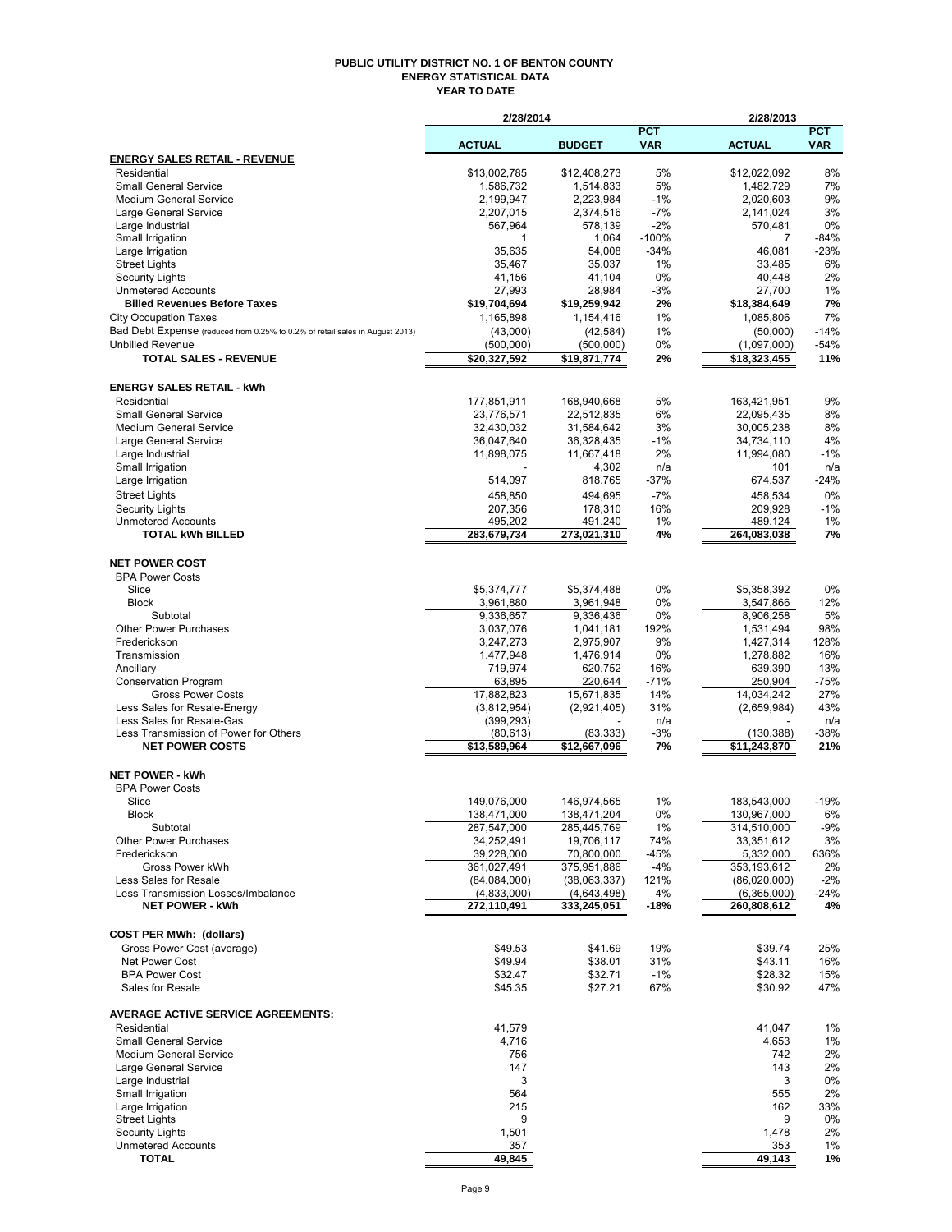# PUBLIC UTILITY DISTRICT NO. 1 OF BENTON COUNTY
## ENERGY STATISTICAL DATA
### YEAR TO DATE

| | 2/28/2014 | | | 2/28/2013 | |
|---|---|---|---|---|---|
| | ACTUAL | BUDGET | PCT VAR | ACTUAL | PCT VAR |
| **ENERGY SALES RETAIL - REVENUE** | | | | | |
| Residential | $13,002,785 | $12,408,273 | 5% | $12,022,092 | 8% |
| Small General Service | 1,586,732 | 1,514,833 | 5% | 1,482,729 | 7% |
| Medium General Service | 2,199,947 | 2,223,984 | -1% | 2,020,603 | 9% |
| Large General Service | 2,207,015 | 2,374,516 | -7% | 2,141,024 | 3% |
| Large Industrial | 567,964 | 578,139 | -2% | 570,481 | 0% |
| Small Irrigation | 1 | 1,064 | -100% | 7 | -84% |
| Large Irrigation | 35,635 | 54,008 | -34% | 46,081 | -23% |
| Street Lights | 35,467 | 35,037 | 1% | 33,485 | 6% |
| Security Lights | 41,156 | 41,104 | 0% | 40,448 | 2% |
| Unmetered Accounts | 27,993 | 28,984 | -3% | 27,700 | 1% |
| **Billed Revenues Before Taxes** | **$19,704,694** | **$19,259,942** | **2%** | **$18,384,649** | **7%** |
| City Occupation Taxes | 1,165,898 | 1,154,416 | 1% | 1,085,806 | 7% |
| Bad Debt Expense (reduced from 0.25% to 0.2% of retail sales in August 2013) | (43,000) | (42,584) | 1% | (50,000) | -14% |
| Unbilled Revenue | (500,000) | (500,000) | 0% | (1,097,000) | -54% |
| **TOTAL SALES - REVENUE** | **$20,327,592** | **$19,871,774** | **2%** | **$18,323,455** | **11%** |
| | | | | | |
| **ENERGY SALES RETAIL - kWh** | | | | | |
| Residential | 177,851,911 | 168,940,668 | 5% | 163,421,951 | 9% |
| Small General Service | 23,776,571 | 22,512,835 | 6% | 22,095,435 | 8% |
| Medium General Service | 32,430,032 | 31,584,642 | 3% | 30,005,238 | 8% |
| Large General Service | 36,047,640 | 36,328,435 | -1% | 34,734,110 | 4% |
| Large Industrial | 11,898,075 | 11,667,418 | 2% | 11,994,080 | -1% |
| Small Irrigation | - | 4,302 | n/a | 101 | n/a |
| Large Irrigation | 514,097 | 818,765 | -37% | 674,537 | -24% |
| Street Lights | 458,850 | 494,695 | -7% | 458,534 | 0% |
| Security Lights | 207,356 | 178,310 | 16% | 209,928 | -1% |
| Unmetered Accounts | 495,202 | 491,240 | 1% | 489,124 | 1% |
| **TOTAL kWh BILLED** | **283,679,734** | **273,021,310** | **4%** | **264,083,038** | **7%** |
| | | | | | |
| **NET POWER COST** | | | | | |
| BPA Power Costs | | | | | |
| Slice | $5,374,777 | $5,374,488 | 0% | $5,358,392 | 0% |
| Block | 3,961,880 | 3,961,948 | 0% | 3,547,866 | 12% |
| Subtotal | 9,336,657 | 9,336,436 | 0% | 8,906,258 | 5% |
| Other Power Purchases | 3,037,076 | 1,041,181 | 192% | 1,531,494 | 98% |
| Frederickson | 3,247,273 | 2,975,907 | 9% | 1,427,314 | 128% |
| Transmission | 1,477,948 | 1,476,914 | 0% | 1,278,882 | 16% |
| Ancillary | 719,974 | 620,752 | 16% | 639,390 | 13% |
| Conservation Program | 63,895 | 220,644 | -71% | 250,904 | -75% |
| Gross Power Costs | 17,882,823 | 15,671,835 | 14% | 14,034,242 | 27% |
| Less Sales for Resale-Energy | (3,812,954) | (2,921,405) | 31% | (2,659,984) | 43% |
| Less Sales for Resale-Gas | (399,293) | - | n/a | - | n/a |
| Less Transmission of Power for Others | (80,613) | (83,333) | -3% | (130,388) | -38% |
| **NET POWER COSTS** | **$13,589,964** | **$12,667,096** | **7%** | **$11,243,870** | **21%** |
| | | | | | |
| **NET POWER - kWh** | | | | | |
| BPA Power Costs | | | | | |
| Slice | 149,076,000 | 146,974,565 | 1% | 183,543,000 | -19% |
| Block | 138,471,000 | 138,471,204 | 0% | 130,967,000 | 6% |
| Subtotal | 287,547,000 | 285,445,769 | 1% | 314,510,000 | -9% |
| Other Power Purchases | 34,252,491 | 19,706,117 | 74% | 33,351,612 | 3% |
| Frederickson | 39,228,000 | 70,800,000 | -45% | 5,332,000 | 636% |
| Gross Power kWh | 361,027,491 | 375,951,886 | -4% | 353,193,612 | 2% |
| Less Sales for Resale | (84,084,000) | (38,063,337) | 121% | (86,020,000) | -2% |
| Less Transmission Losses/Imbalance | (4,833,000) | (4,643,498) | 4% | (6,365,000) | -24% |
| **NET POWER - kWh** | **272,110,491** | **333,245,051** | **-18%** | **260,808,612** | **4%** |
| | | | | | |
| **COST PER MWh: (dollars)** | | | | | |
| Gross Power Cost (average) | $49.53 | $41.69 | 19% | $39.74 | 25% |
| Net Power Cost | $49.94 | $38.01 | 31% | $43.11 | 16% |
| BPA Power Cost | $32.47 | $32.71 | -1% | $28.32 | 15% |
| Sales for Resale | $45.35 | $27.21 | 67% | $30.92 | 47% |
| | | | | | |
| **AVERAGE ACTIVE SERVICE AGREEMENTS:** | | | | | |
| Residential | 41,579 | | | 41,047 | 1% |
| Small General Service | 4,716 | | | 4,653 | 1% |
| Medium General Service | 756 | | | 742 | 2% |
| Large General Service | 147 | | | 143 | 2% |
| Large Industrial | 3 | | | 3 | 0% |
| Small Irrigation | 564 | | | 555 | 2% |
| Large Irrigation | 215 | | | 162 | 33% |
| Street Lights | 9 | | | 9 | 0% |
| Security Lights | 1,501 | | | 1,478 | 2% |
| Unmetered Accounts | 357 | | | 353 | 1% |
| **TOTAL** | **49,845** | | | **49,143** | **1%** |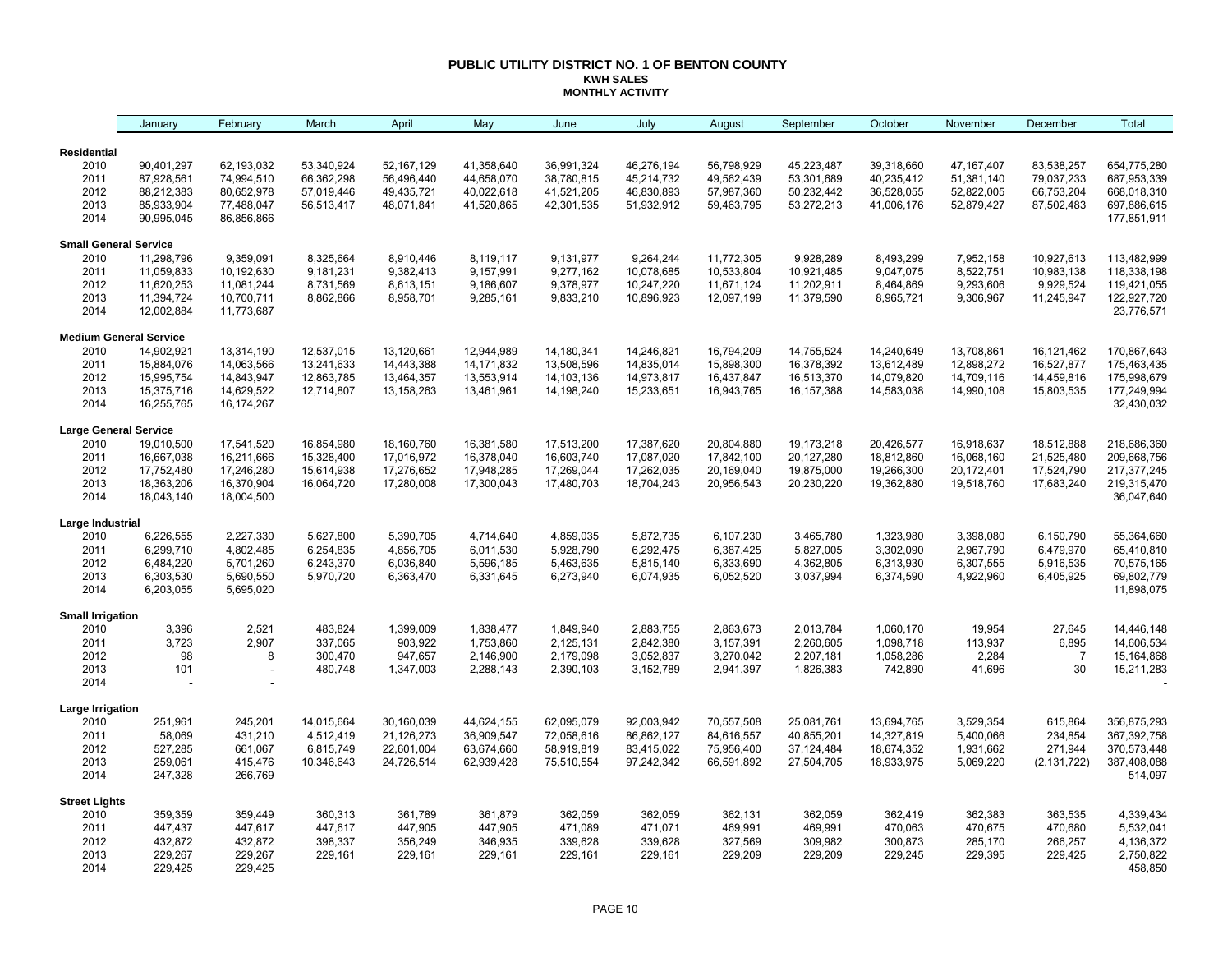# PUBLIC UTILITY DISTRICT NO. 1 OF BENTON COUNTY

**KWH SALES**

**MONTHLY ACTIVITY**

| | January | February | March | April | May | June | July | August | September | October | November | December | Total |
|---|---|---|---|---|---|---|---|---|---|---|---|---|---|
| **Residential** | | | | | | | | | | | | | |
| 2010 | 90,401,297 | 62,193,032 | 53,340,924 | 52,167,129 | 41,358,640 | 36,991,324 | 46,276,194 | 56,798,929 | 45,223,487 | 39,318,660 | 47,167,407 | 83,538,257 | 654,775,280 |
| 2011 | 87,928,561 | 74,994,510 | 66,362,298 | 56,496,440 | 44,658,070 | 38,780,815 | 45,214,732 | 49,562,439 | 53,301,689 | 40,235,412 | 51,381,140 | 79,037,233 | 687,953,339 |
| 2012 | 88,212,383 | 80,652,978 | 57,019,446 | 49,435,721 | 40,022,618 | 41,521,205 | 46,830,893 | 57,987,360 | 50,232,442 | 36,528,055 | 52,822,005 | 66,753,204 | 668,018,310 |
| 2013 | 85,933,904 | 77,488,047 | 56,513,417 | 48,071,841 | 41,520,865 | 42,301,535 | 51,932,912 | 59,463,795 | 53,272,213 | 41,006,176 | 52,879,427 | 87,502,483 | 697,886,615 |
| 2014 | 90,995,045 | 86,856,866 | | | | | | | | | | | 177,851,911 |
| **Small General Service** | | | | | | | | | | | | | |
| 2010 | 11,298,796 | 9,359,091 | 8,325,664 | 8,910,446 | 8,119,117 | 9,131,977 | 9,264,244 | 11,772,305 | 9,928,289 | 8,493,299 | 7,952,158 | 10,927,613 | 113,482,999 |
| 2011 | 11,059,833 | 10,192,630 | 9,181,231 | 9,382,413 | 9,157,991 | 9,277,162 | 10,078,685 | 10,533,804 | 10,921,485 | 9,047,075 | 8,522,751 | 10,983,138 | 118,338,198 |
| 2012 | 11,620,253 | 11,081,244 | 8,731,569 | 8,613,151 | 9,186,607 | 9,378,977 | 10,247,220 | 11,671,124 | 11,202,911 | 8,464,869 | 9,293,606 | 9,929,524 | 119,421,055 |
| 2013 | 11,394,724 | 10,700,711 | 8,862,866 | 8,958,701 | 9,285,161 | 9,833,210 | 10,896,923 | 12,097,199 | 11,379,590 | 8,965,721 | 9,306,967 | 11,245,947 | 122,927,720 |
| 2014 | 12,002,884 | 11,773,687 | | | | | | | | | | | 23,776,571 |
| **Medium General Service** | | | | | | | | | | | | | |
| 2010 | 14,902,921 | 13,314,190 | 12,537,015 | 13,120,661 | 12,944,989 | 14,180,341 | 14,246,821 | 16,794,209 | 14,755,524 | 14,240,649 | 13,708,861 | 16,121,462 | 170,867,643 |
| 2011 | 15,884,076 | 14,063,566 | 13,241,633 | 14,443,388 | 14,171,832 | 13,508,596 | 14,835,014 | 15,898,300 | 16,378,392 | 13,612,489 | 12,898,272 | 16,527,877 | 175,463,435 |
| 2012 | 15,995,754 | 14,843,947 | 12,863,785 | 13,464,357 | 13,553,914 | 14,103,136 | 14,973,817 | 16,437,847 | 16,513,370 | 14,079,820 | 14,709,116 | 14,459,816 | 175,998,679 |
| 2013 | 15,375,716 | 14,629,522 | 12,714,807 | 13,158,263 | 13,461,961 | 14,198,240 | 15,233,651 | 16,943,765 | 16,157,388 | 14,583,038 | 14,990,108 | 15,803,535 | 177,249,994 |
| 2014 | 16,255,765 | 16,174,267 | | | | | | | | | | | 32,430,032 |
| **Large General Service** | | | | | | | | | | | | | |
| 2010 | 19,010,500 | 17,541,520 | 16,854,980 | 18,160,760 | 16,381,580 | 17,513,200 | 17,387,620 | 20,804,880 | 19,173,218 | 20,426,577 | 16,918,637 | 18,512,888 | 218,686,360 |
| 2011 | 16,667,038 | 16,211,666 | 15,328,400 | 17,016,972 | 16,378,040 | 16,603,740 | 17,087,020 | 17,842,100 | 20,127,280 | 18,812,860 | 16,068,160 | 21,525,480 | 209,668,756 |
| 2012 | 17,752,480 | 17,246,280 | 15,614,938 | 17,276,652 | 17,948,285 | 17,269,044 | 17,262,035 | 20,169,040 | 19,875,000 | 19,266,300 | 20,172,401 | 17,524,790 | 217,377,245 |
| 2013 | 18,363,206 | 16,370,904 | 16,064,720 | 17,280,008 | 17,300,043 | 17,480,703 | 18,704,243 | 20,956,543 | 20,230,220 | 19,362,880 | 19,518,760 | 17,683,240 | 219,315,470 |
| 2014 | 18,043,140 | 18,004,500 | | | | | | | | | | | 36,047,640 |
| **Large Industrial** | | | | | | | | | | | | | |
| 2010 | 6,226,555 | 2,227,330 | 5,627,800 | 5,390,705 | 4,714,640 | 4,859,035 | 5,872,735 | 6,107,230 | 3,465,780 | 1,323,980 | 3,398,080 | 6,150,790 | 55,364,660 |
| 2011 | 6,299,710 | 4,802,485 | 6,254,835 | 4,856,705 | 6,011,530 | 5,928,790 | 6,292,475 | 6,387,425 | 5,827,005 | 3,302,090 | 2,967,790 | 6,479,970 | 65,410,810 |
| 2012 | 6,484,220 | 5,701,260 | 6,243,370 | 6,036,840 | 5,596,185 | 5,463,635 | 5,815,140 | 6,333,690 | 4,362,805 | 6,313,930 | 6,307,555 | 5,916,535 | 70,575,165 |
| 2013 | 6,303,530 | 5,690,550 | 5,970,720 | 6,363,470 | 6,331,645 | 6,273,940 | 6,074,935 | 6,052,520 | 3,037,994 | 6,374,590 | 4,922,960 | 6,405,925 | 69,802,779 |
| 2014 | 6,203,055 | 5,695,020 | | | | | | | | | | | 11,898,075 |
| **Small Irrigation** | | | | | | | | | | | | | |
| 2010 | 3,396 | 2,521 | 483,824 | 1,399,009 | 1,838,477 | 1,849,940 | 2,883,755 | 2,863,673 | 2,013,784 | 1,060,170 | 19,954 | 27,645 | 14,446,148 |
| 2011 | 3,723 | 2,907 | 337,065 | 903,922 | 1,753,860 | 2,125,131 | 2,842,380 | 3,157,391 | 2,260,605 | 1,098,718 | 113,937 | 6,895 | 14,606,534 |
| 2012 | 98 | 8 | 300,470 | 947,657 | 2,146,900 | 2,179,098 | 3,052,837 | 3,270,042 | 2,207,181 | 1,058,286 | 2,284 | 7 | 15,164,868 |
| 2013 | 101 | - | 480,748 | 1,347,003 | 2,288,143 | 2,390,103 | 3,152,789 | 2,941,397 | 1,826,383 | 742,890 | 41,696 | 30 | 15,211,283 |
| 2014 | - | - | | | | | | | | | | | - |
| **Large Irrigation** | | | | | | | | | | | | | |
| 2010 | 251,961 | 245,201 | 14,015,664 | 30,160,039 | 44,624,155 | 62,095,079 | 92,003,942 | 70,557,508 | 25,081,761 | 13,694,765 | 3,529,354 | 615,864 | 356,875,293 |
| 2011 | 58,069 | 431,210 | 4,512,419 | 21,126,273 | 36,909,547 | 72,058,616 | 86,862,127 | 84,616,557 | 40,855,201 | 14,327,819 | 5,400,066 | 234,854 | 367,392,758 |
| 2012 | 527,285 | 661,067 | 6,815,749 | 22,601,004 | 63,674,660 | 58,919,819 | 83,415,022 | 75,956,400 | 37,124,484 | 18,674,352 | 1,931,662 | 271,944 | 370,573,448 |
| 2013 | 259,061 | 415,476 | 10,346,643 | 24,726,514 | 62,939,428 | 75,510,554 | 97,242,342 | 66,591,892 | 27,504,705 | 18,933,975 | 5,069,220 | (2,131,722) | 387,408,088 |
| 2014 | 247,328 | 266,769 | | | | | | | | | | | 514,097 |
| **Street Lights** | | | | | | | | | | | | | |
| 2010 | 359,359 | 359,449 | 360,313 | 361,789 | 361,879 | 362,059 | 362,059 | 362,131 | 362,059 | 362,419 | 362,383 | 363,535 | 4,339,434 |
| 2011 | 447,437 | 447,617 | 447,617 | 447,905 | 447,905 | 471,089 | 471,071 | 469,991 | 469,991 | 470,063 | 470,675 | 470,680 | 5,532,041 |
| 2012 | 432,872 | 432,872 | 398,337 | 356,249 | 346,935 | 339,628 | 339,628 | 327,569 | 309,982 | 300,873 | 285,170 | 266,257 | 4,136,372 |
| 2013 | 229,267 | 229,267 | 229,161 | 229,161 | 229,161 | 229,161 | 229,161 | 229,209 | 229,209 | 229,245 | 229,395 | 229,425 | 2,750,822 |
| 2014 | 229,425 | 229,425 | | | | | | | | | | | 458,850 |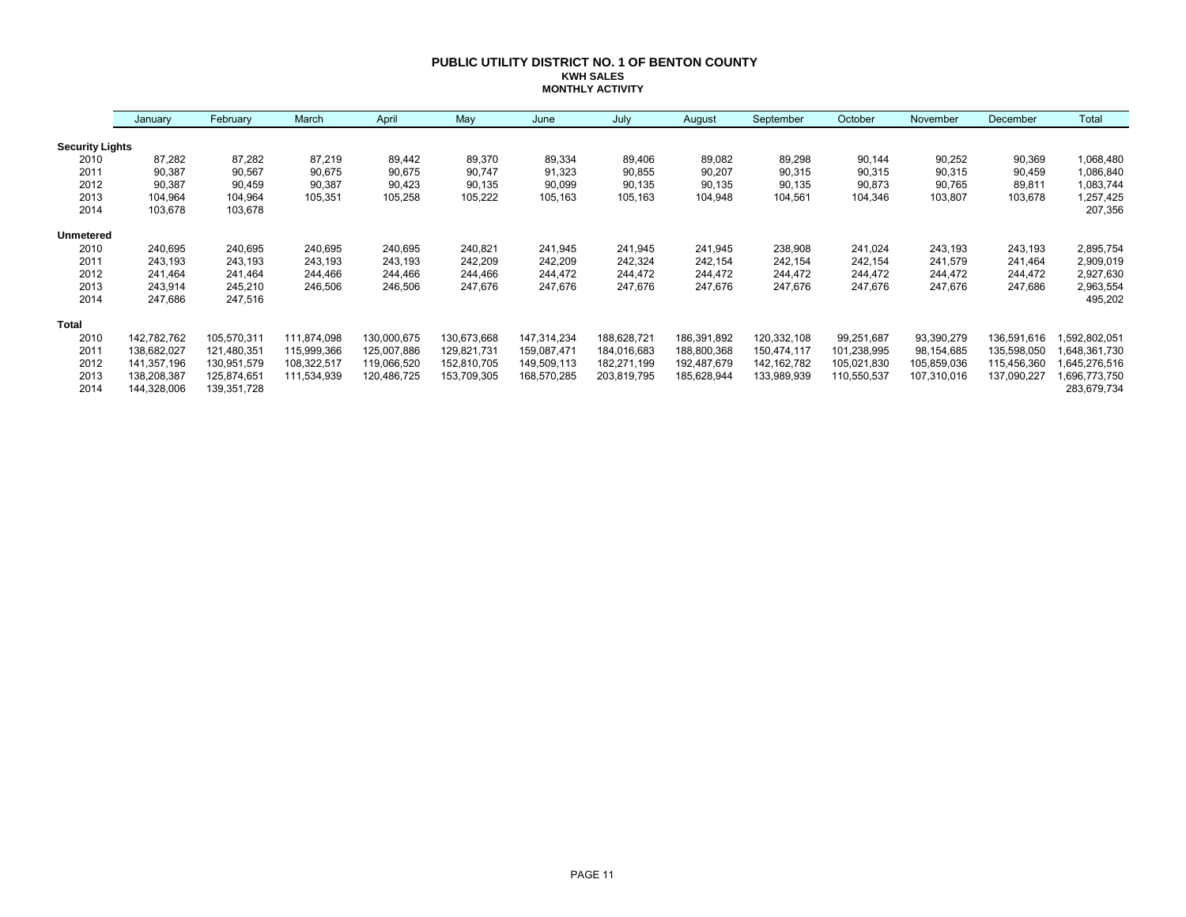# PUBLIC UTILITY DISTRICT NO. 1 OF BENTON COUNTY

## KWH SALES

### MONTHLY ACTIVITY

| | January | February | March | April | May | June | July | August | September | October | November | December | Total |
|---|---|---|---|---|---|---|---|---|---|---|---|---|---|
| **Security Lights** | | | | | | | | | | | | | |
| 2010 | 87,282 | 87,282 | 87,219 | 89,442 | 89,370 | 89,334 | 89,406 | 89,082 | 89,298 | 90,144 | 90,252 | 90,369 | 1,068,480 |
| 2011 | 90,387 | 90,567 | 90,675 | 90,675 | 90,747 | 91,323 | 90,855 | 90,207 | 90,315 | 90,315 | 90,315 | 90,459 | 1,086,840 |
| 2012 | 90,387 | 90,459 | 90,387 | 90,423 | 90,135 | 90,099 | 90,135 | 90,135 | 90,135 | 90,873 | 90,765 | 89,811 | 1,083,744 |
| 2013 | 104,964 | 104,964 | 105,351 | 105,258 | 105,222 | 105,163 | 105,163 | 104,948 | 104,561 | 104,346 | 103,807 | 103,678 | 1,257,425 |
| 2014 | 103,678 | 103,678 | | | | | | | | | | | 207,356 |
| **Unmetered** | | | | | | | | | | | | | |
| 2010 | 240,695 | 240,695 | 240,695 | 240,695 | 240,821 | 241,945 | 241,945 | 241,945 | 238,908 | 241,024 | 243,193 | 243,193 | 2,895,754 |
| 2011 | 243,193 | 243,193 | 243,193 | 243,193 | 242,209 | 242,209 | 242,324 | 242,154 | 242,154 | 242,154 | 241,579 | 241,464 | 2,909,019 |
| 2012 | 241,464 | 241,464 | 244,466 | 244,466 | 244,466 | 244,472 | 244,472 | 244,472 | 244,472 | 244,472 | 244,472 | 244,472 | 2,927,630 |
| 2013 | 243,914 | 245,210 | 246,506 | 246,506 | 247,676 | 247,676 | 247,676 | 247,676 | 247,676 | 247,676 | 247,676 | 247,686 | 2,963,554 |
| 2014 | 247,686 | 247,516 | | | | | | | | | | | 495,202 |
| **Total** | | | | | | | | | | | | | |
| 2010 | 142,782,762 | 105,570,311 | 111,874,098 | 130,000,675 | 130,673,668 | 147,314,234 | 188,628,721 | 186,391,892 | 120,332,108 | 99,251,687 | 93,390,279 | 136,591,616 | 1,592,802,051 |
| 2011 | 138,682,027 | 121,480,351 | 115,999,366 | 125,007,886 | 129,821,731 | 159,087,471 | 184,016,683 | 188,800,368 | 150,474,117 | 101,238,995 | 98,154,685 | 135,598,050 | 1,648,361,730 |
| 2012 | 141,357,196 | 130,951,579 | 108,322,517 | 119,066,520 | 152,810,705 | 149,509,113 | 182,271,199 | 192,487,679 | 142,162,782 | 105,021,830 | 105,859,036 | 115,456,360 | 1,645,276,516 |
| 2013 | 138,208,387 | 125,874,651 | 111,534,939 | 120,486,725 | 153,709,305 | 168,570,285 | 203,819,795 | 185,628,944 | 133,989,939 | 110,550,537 | 107,310,016 | 137,090,227 | 1,696,773,750 |
| 2014 | 144,328,006 | 139,351,728 | | | | | | | | | | | 283,679,734 |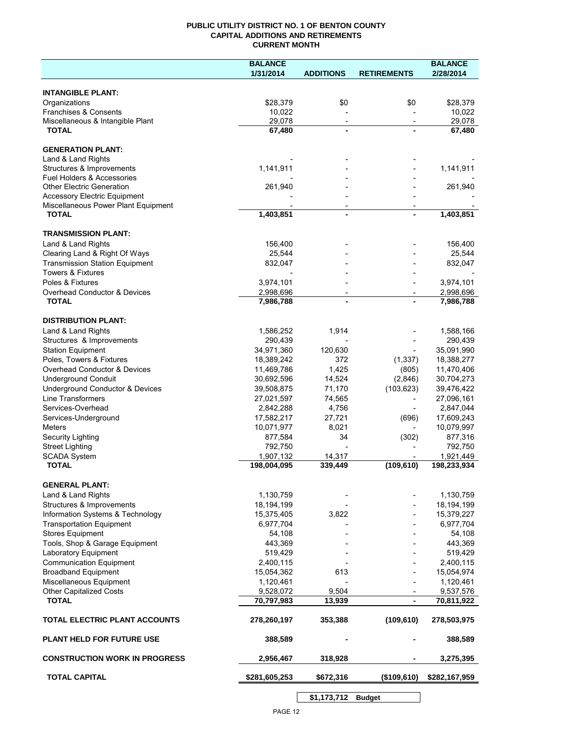**PUBLIC UTILITY DISTRICT NO. 1 OF BENTON COUNTY**
**CAPITAL ADDITIONS AND RETIREMENTS**
**CURRENT MONTH**

| | BALANCE 1/31/2014 | ADDITIONS | RETIREMENTS | BALANCE 2/28/2014 |
|---|---|---|---|---|
| **INTANGIBLE PLANT:** | | | | |
| Organizations | $28,379 | $0 | $0 | $28,379 |
| Franchises & Consents | 10,022 | - | - | 10,022 |
| Miscellaneous & Intangible Plant | 29,078 | - | - | 29,078 |
| **TOTAL** | **67,480** | **-** | **-** | **67,480** |
| **GENERATION PLANT:** | | | | |
| Land & Land Rights | - | - | - | - |
| Structures & Improvements | 1,141,911 | - | - | 1,141,911 |
| Fuel Holders & Accessories | - | - | - | - |
| Other Electric Generation | 261,940 | - | - | 261,940 |
| Accessory Electric Equipment | - | - | - | - |
| Miscellaneous Power Plant Equipment | - | - | - | - |
| **TOTAL** | **1,403,851** | **-** | **-** | **1,403,851** |
| **TRANSMISSION PLANT:** | | | | |
| Land & Land Rights | 156,400 | - | - | 156,400 |
| Clearing Land & Right Of Ways | 25,544 | - | - | 25,544 |
| Transmission Station Equipment | 832,047 | - | - | 832,047 |
| Towers & Fixtures | - | - | - | - |
| Poles & Fixtures | 3,974,101 | - | - | 3,974,101 |
| Overhead Conductor & Devices | 2,998,696 | - | - | 2,998,696 |
| **TOTAL** | **7,986,788** | **-** | **-** | **7,986,788** |
| **DISTRIBUTION PLANT:** | | | | |
| Land & Land Rights | 1,586,252 | 1,914 | - | 1,588,166 |
| Structures & Improvements | 290,439 | - | - | 290,439 |
| Station Equipment | 34,971,360 | 120,630 | - | 35,091,990 |
| Poles, Towers & Fixtures | 18,389,242 | 372 | (1,337) | 18,388,277 |
| Overhead Conductor & Devices | 11,469,786 | 1,425 | (805) | 11,470,406 |
| Underground Conduit | 30,692,596 | 14,524 | (2,846) | 30,704,273 |
| Underground Conductor & Devices | 39,508,875 | 71,170 | (103,623) | 39,476,422 |
| Line Transformers | 27,021,597 | 74,565 | - | 27,096,161 |
| Services-Overhead | 2,842,288 | 4,756 | - | 2,847,044 |
| Services-Underground | 17,582,217 | 27,721 | (696) | 17,609,243 |
| Meters | 10,071,977 | 8,021 | - | 10,079,997 |
| Security Lighting | 877,584 | 34 | (302) | 877,316 |
| Street Lighting | 792,750 | - | - | 792,750 |
| SCADA System | 1,907,132 | 14,317 | - | 1,921,449 |
| **TOTAL** | **198,004,095** | **339,449** | **(109,610)** | **198,233,934** |
| **GENERAL PLANT:** | | | | |
| Land & Land Rights | 1,130,759 | - | - | 1,130,759 |
| Structures & Improvements | 18,194,199 | - | - | 18,194,199 |
| Information Systems & Technology | 15,375,405 | 3,822 | - | 15,379,227 |
| Transportation Equipment | 6,977,704 | - | - | 6,977,704 |
| Stores Equipment | 54,108 | - | - | 54,108 |
| Tools, Shop & Garage Equipment | 443,369 | - | - | 443,369 |
| Laboratory Equipment | 519,429 | - | - | 519,429 |
| Communication Equipment | 2,400,115 | - | - | 2,400,115 |
| Broadband Equipment | 15,054,362 | 613 | - | 15,054,974 |
| Miscellaneous Equipment | 1,120,461 | - | - | 1,120,461 |
| Other Capitalized Costs | 9,528,072 | 9,504 | - | 9,537,576 |
| **TOTAL** | **70,797,983** | **13,939** | **-** | **70,811,922** |
| **TOTAL ELECTRIC PLANT ACCOUNTS** | **278,260,197** | **353,388** | **(109,610)** | **278,503,975** |
| **PLANT HELD FOR FUTURE USE** | **388,589** | **-** | **-** | **388,589** |
| **CONSTRUCTION WORK IN PROGRESS** | **2,956,467** | **318,928** | **-** | **3,275,395** |
| **TOTAL CAPITAL** | **$281,605,253** | **$672,316** | **($109,610)** | **$282,167,959** |

| | |
|---|---|
| **$1,173,712** | **Budget** |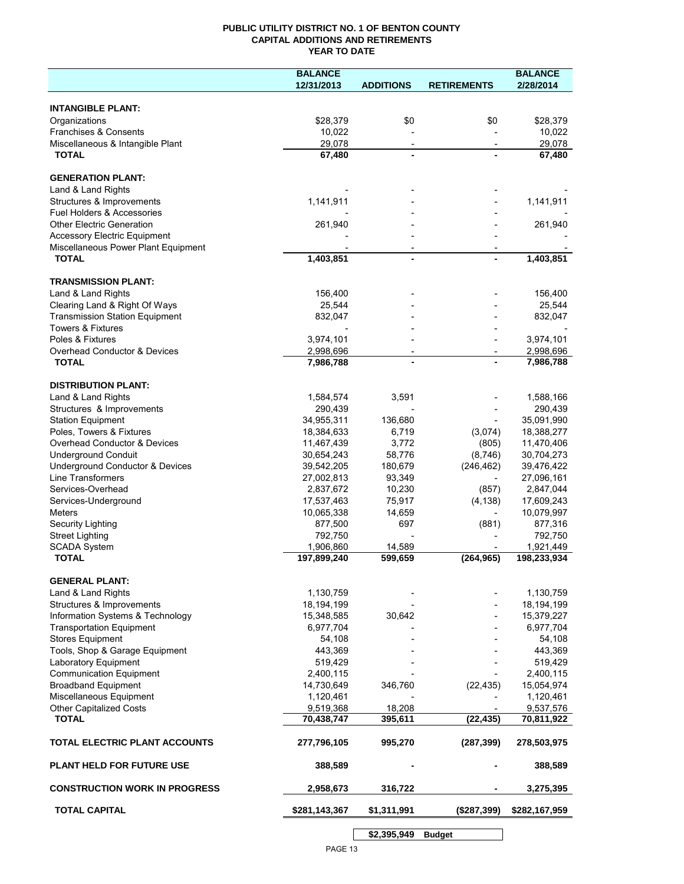# PUBLIC UTILITY DISTRICT NO. 1 OF BENTON COUNTY
## CAPITAL ADDITIONS AND RETIREMENTS
### YEAR TO DATE

| | BALANCE 12/31/2013 | ADDITIONS | RETIREMENTS | BALANCE 2/28/2014 |
|---|---|---|---|---|
| **INTANGIBLE PLANT:** | | | | |
| Organizations | $28,379 | $0 | $0 | $28,379 |
| Franchises & Consents | 10,022 | - | - | 10,022 |
| Miscellaneous & Intangible Plant | 29,078 | - | - | 29,078 |
| **TOTAL** | **67,480** | **-** | **-** | **67,480** |
| **GENERATION PLANT:** | | | | |
| Land & Land Rights | - | - | - | - |
| Structures & Improvements | 1,141,911 | - | - | 1,141,911 |
| Fuel Holders & Accessories | - | - | - | - |
| Other Electric Generation | 261,940 | - | - | 261,940 |
| Accessory Electric Equipment | - | - | - | - |
| Miscellaneous Power Plant Equipment | - | - | - | - |
| **TOTAL** | **1,403,851** | **-** | **-** | **1,403,851** |
| **TRANSMISSION PLANT:** | | | | |
| Land & Land Rights | 156,400 | - | - | 156,400 |
| Clearing Land & Right Of Ways | 25,544 | - | - | 25,544 |
| Transmission Station Equipment | 832,047 | - | - | 832,047 |
| Towers & Fixtures | - | - | - | - |
| Poles & Fixtures | 3,974,101 | - | - | 3,974,101 |
| Overhead Conductor & Devices | 2,998,696 | - | - | 2,998,696 |
| **TOTAL** | **7,986,788** | **-** | **-** | **7,986,788** |
| **DISTRIBUTION PLANT:** | | | | |
| Land & Land Rights | 1,584,574 | 3,591 | - | 1,588,166 |
| Structures & Improvements | 290,439 | - | - | 290,439 |
| Station Equipment | 34,955,311 | 136,680 | - | 35,091,990 |
| Poles, Towers & Fixtures | 18,384,633 | 6,719 | (3,074) | 18,388,277 |
| Overhead Conductor & Devices | 11,467,439 | 3,772 | (805) | 11,470,406 |
| Underground Conduit | 30,654,243 | 58,776 | (8,746) | 30,704,273 |
| Underground Conductor & Devices | 39,542,205 | 180,679 | (246,462) | 39,476,422 |
| Line Transformers | 27,002,813 | 93,349 | - | 27,096,161 |
| Services-Overhead | 2,837,672 | 10,230 | (857) | 2,847,044 |
| Services-Underground | 17,537,463 | 75,917 | (4,138) | 17,609,243 |
| Meters | 10,065,338 | 14,659 | - | 10,079,997 |
| Security Lighting | 877,500 | 697 | (881) | 877,316 |
| Street Lighting | 792,750 | - | - | 792,750 |
| SCADA System | 1,906,860 | 14,589 | - | 1,921,449 |
| **TOTAL** | **197,899,240** | **599,659** | **(264,965)** | **198,233,934** |
| **GENERAL PLANT:** | | | | |
| Land & Land Rights | 1,130,759 | - | - | 1,130,759 |
| Structures & Improvements | 18,194,199 | - | - | 18,194,199 |
| Information Systems & Technology | 15,348,585 | 30,642 | - | 15,379,227 |
| Transportation Equipment | 6,977,704 | - | - | 6,977,704 |
| Stores Equipment | 54,108 | - | - | 54,108 |
| Tools, Shop & Garage Equipment | 443,369 | - | - | 443,369 |
| Laboratory Equipment | 519,429 | - | - | 519,429 |
| Communication Equipment | 2,400,115 | - | - | 2,400,115 |
| Broadband Equipment | 14,730,649 | 346,760 | (22,435) | 15,054,974 |
| Miscellaneous Equipment | 1,120,461 | - | - | 1,120,461 |
| Other Capitalized Costs | 9,519,368 | 18,208 | - | 9,537,576 |
| **TOTAL** | **70,438,747** | **395,611** | **(22,435)** | **70,811,922** |
| **TOTAL ELECTRIC PLANT ACCOUNTS** | **277,796,105** | **995,270** | **(287,399)** | **278,503,975** |
| **PLANT HELD FOR FUTURE USE** | **388,589** | **-** | **-** | **388,589** |
| **CONSTRUCTION WORK IN PROGRESS** | **2,958,673** | **316,722** | **-** | **3,275,395** |
| **TOTAL CAPITAL** | **$281,143,367** | **$1,311,991** | **($287,399)** | **$282,167,959** |
| | | **$2,395,949** | **Budget** | |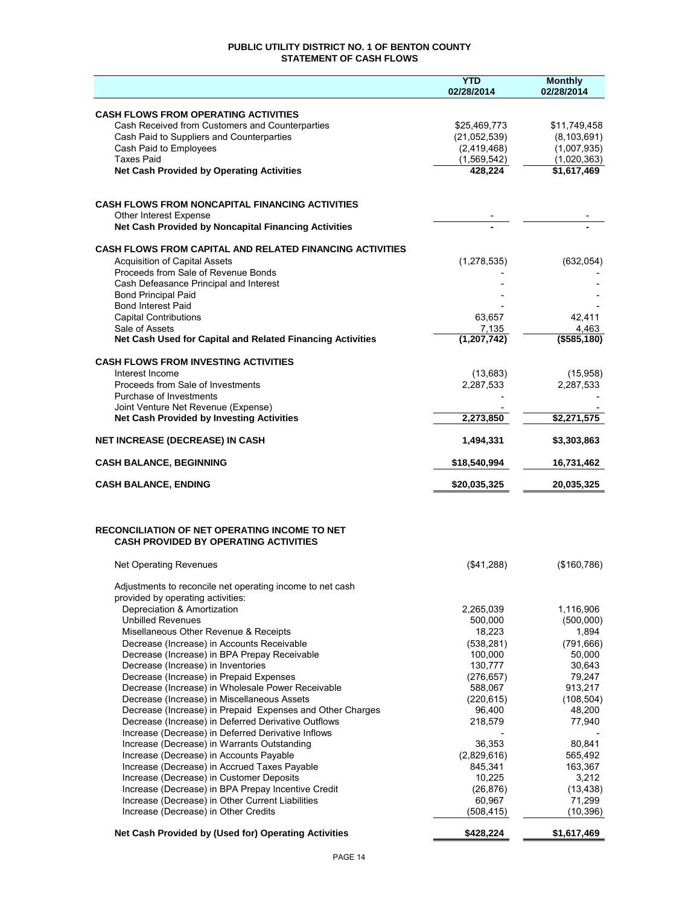# PUBLIC UTILITY DISTRICT NO. 1 OF BENTON COUNTY
## STATEMENT OF CASH FLOWS

| | YTD 02/28/2014 | Monthly 02/28/2014 |
|---|---|---|
| **CASH FLOWS FROM OPERATING ACTIVITIES** | | |
| Cash Received from Customers and Counterparties | $25,469,773 | $11,749,458 |
| Cash Paid to Suppliers and Counterparties | (21,052,539) | (8,103,691) |
| Cash Paid to Employees | (2,419,468) | (1,007,935) |
| Taxes Paid | (1,569,542) | (1,020,363) |
| **Net Cash Provided by Operating Activities** | **428,224** | **$1,617,469** |
| | | |
| **CASH FLOWS FROM NONCAPITAL FINANCING ACTIVITIES** | | |
| Other Interest Expense | - | - |
| **Net Cash Provided by Noncapital Financing Activities** | **-** | **-** |
| | | |
| **CASH FLOWS FROM CAPITAL AND RELATED FINANCING ACTIVITIES** | | |
| Acquisition of Capital Assets | (1,278,535) | (632,054) |
| Proceeds from Sale of Revenue Bonds | - | - |
| Cash Defeasance Principal and Interest | - | - |
| Bond Principal Paid | - | - |
| Bond Interest Paid | - | - |
| Capital Contributions | 63,657 | 42,411 |
| Sale of Assets | 7,135 | 4,463 |
| **Net Cash Used for Capital and Related Financing Activities** | **(1,207,742)** | **($585,180)** |
| | | |
| **CASH FLOWS FROM INVESTING ACTIVITIES** | | |
| Interest Income | (13,683) | (15,958) |
| Proceeds from Sale of Investments | 2,287,533 | 2,287,533 |
| Purchase of Investments | - | - |
| Joint Venture Net Revenue (Expense) | - | - |
| **Net Cash Provided by Investing Activities** | **2,273,850** | **$2,271,575** |
| | | |
| **NET INCREASE (DECREASE) IN CASH** | **1,494,331** | **$3,303,863** |
| | | |
| **CASH BALANCE, BEGINNING** | **$18,540,994** | **16,731,462** |
| | | |
| **CASH BALANCE, ENDING** | **$20,035,325** | **20,035,325** |

## RECONCILIATION OF NET OPERATING INCOME TO NET CASH PROVIDED BY OPERATING ACTIVITIES

| | YTD 02/28/2014 | Monthly 02/28/2014 |
|---|---|---|
| Net Operating Revenues | ($41,288) | ($160,786) |
| Adjustments to reconcile net operating income to net cash provided by operating activities: | | |
| Depreciation & Amortization | 2,265,039 | 1,116,906 |
| Unbilled Revenues | 500,000 | (500,000) |
| Misellaneous Other Revenue & Receipts | 18,223 | 1,894 |
| Decrease (Increase) in Accounts Receivable | (538,281) | (791,666) |
| Decrease (Increase) in BPA Prepay Receivable | 100,000 | 50,000 |
| Decrease (Increase) in Inventories | 130,777 | 30,643 |
| Decrease (Increase) in Prepaid Expenses | (276,657) | 79,247 |
| Decrease (Increase) in Wholesale Power Receivable | 588,067 | 913,217 |
| Decrease (Increase) in Miscellaneous Assets | (220,615) | (108,504) |
| Decrease (Increase) in Prepaid Expenses and Other Charges | 96,400 | 48,200 |
| Decrease (Increase) in Deferred Derivative Outflows | 218,579 | 77,940 |
| Increase (Decrease) in Deferred Derivative Inflows | - | - |
| Increase (Decrease) in Warrants Outstanding | 36,353 | 80,841 |
| Increase (Decrease) in Accounts Payable | (2,829,616) | 565,492 |
| Increase (Decrease) in Accrued Taxes Payable | 845,341 | 163,367 |
| Increase (Decrease) in Customer Deposits | 10,225 | 3,212 |
| Increase (Decrease) in BPA Prepay Incentive Credit | (26,876) | (13,438) |
| Increase (Decrease) in Other Current Liabilities | 60,967 | 71,299 |
| Increase (Decrease) in Other Credits | (508,415) | (10,396) |
| **Net Cash Provided by (Used for) Operating Activities** | **$428,224** | **$1,617,469** |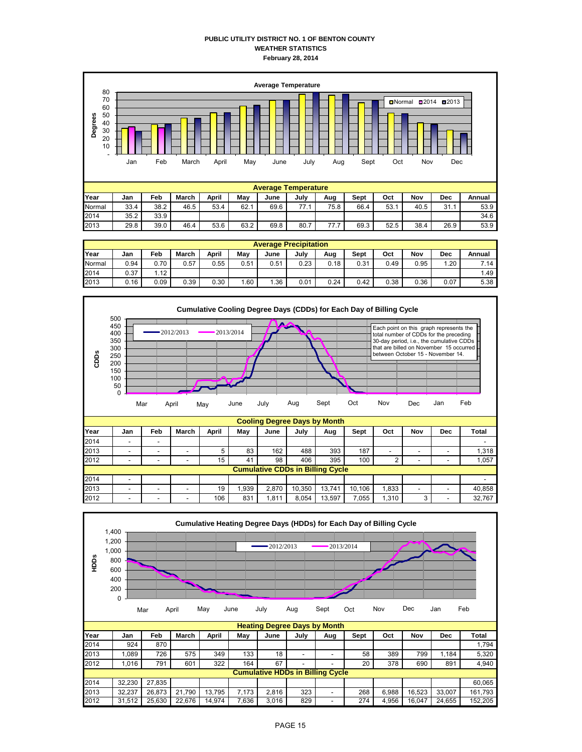**PUBLIC UTILITY DISTRICT NO. 1 OF BENTON COUNTY**
**WEATHER STATISTICS**
**February 28, 2014**

**Average Temperature**

| Year | Jan | Feb | March | April | May | June | July | Aug | Sept | Oct | Nov | Dec | Annual |
|---|---|---|---|---|---|---|---|---|---|---|---|---|---|
| Normal | 33.4 | 38.2 | 46.5 | 53.4 | 62.1 | 69.6 | 77.1 | 75.8 | 66.4 | 53.1 | 40.5 | 31.1 | 53.9 |
| 2014 | 35.2 | 33.9 | | | | | | | | | | | 34.6 |
| 2013 | 29.8 | 39.0 | 46.4 | 53.6 | 63.2 | 69.8 | 80.7 | 77.7 | 69.3 | 52.5 | 38.4 | 26.9 | 53.9 |

**Average Precipitation**

| Year | Jan | Feb | March | April | May | June | July | Aug | Sept | Oct | Nov | Dec | Annual |
|---|---|---|---|---|---|---|---|---|---|---|---|---|---|
| Normal | 0.94 | 0.70 | 0.57 | 0.55 | 0.51 | 0.51 | 0.23 | 0.18 | 0.31 | 0.49 | 0.95 | 1.20 | 7.14 |
| 2014 | 0.37 | 1.12 | | | | | | | | | | | 1.49 |
| 2013 | 0.16 | 0.09 | 0.39 | 0.30 | 1.60 | 1.36 | 0.01 | 0.24 | 0.42 | 0.38 | 0.36 | 0.07 | 5.38 |

**Cumulative Cooling Degree Days (CDDs) for Each Day of Billing Cycle**

Each point on this graph represents the total number of CDDs for the preceding 30-day period, i.e., the cumulative CDDs that are billed on November 15 occurred between October 15 - November 14.

**Cooling Degree Days by Month**

| Year | Jan | Feb | March | April | May | June | July | Aug | Sept | Oct | Nov | Dec | Total |
|---|---|---|---|---|---|---|---|---|---|---|---|---|---|
| 2014 | - | - | | | | | | | | | | | - |
| 2013 | - | - | - | 5 | 83 | 162 | 488 | 393 | 187 | - | - | - | 1,318 |
| 2012 | - | - | - | 15 | 41 | 98 | 406 | 395 | 100 | 2 | - | - | 1,057 |
| **Cumulative CDDs in Billing Cycle** | | | | | | | | | | | | | |
| 2014 | - | | | | | | | | | | | | - |
| 2013 | - | - | - | 19 | 1,939 | 2,870 | 10,350 | 13,741 | 10,106 | 1,833 | - | - | 40,858 |
| 2012 | - | - | - | 106 | 831 | 1,811 | 8,054 | 13,597 | 7,055 | 1,310 | 3 | - | 32,767 |

**Cumulative Heating Degree Days (HDDs) for Each Day of Billing Cycle**

**Heating Degree Days by Month**

| Year | Jan | Feb | March | April | May | June | July | Aug | Sept | Oct | Nov | Dec | Total |
|---|---|---|---|---|---|---|---|---|---|---|---|---|---|
| 2014 | 924 | 870 | | | | | | | | | | | 1,794 |
| 2013 | 1,089 | 726 | 575 | 349 | 133 | 18 | - | - | 58 | 389 | 799 | 1,184 | 5,320 |
| 2012 | 1,016 | 791 | 601 | 322 | 164 | 67 | - | - | 20 | 378 | 690 | 891 | 4,940 |
| **Cumulative HDDs in Billing Cycle** | | | | | | | | | | | | | |
| 2014 | 32,230 | 27,835 | | | | | | | | | | | 60,065 |
| 2013 | 32,237 | 26,873 | 21,790 | 13,795 | 7,173 | 2,816 | 323 | - | 268 | 6,988 | 16,523 | 33,007 | 161,793 |
| 2012 | 31,512 | 25,630 | 22,676 | 14,974 | 7,636 | 3,016 | 829 | - | 274 | 4,956 | 16,047 | 24,655 | 152,205 |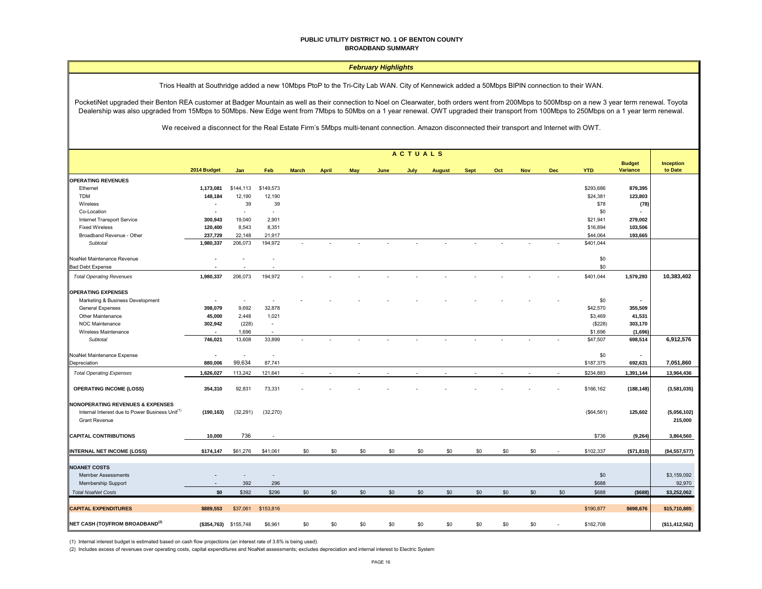**PUBLIC UTILITY DISTRICT NO. 1 OF BENTON COUNTY**
**BROADBAND SUMMARY**

## *February Highlights*

Trios Health at Southridge added a new 10Mbps PtoP to the Tri-City Lab WAN. City of Kennewick added a 50Mbps BIPIN connection to their WAN.

PocketiNet upgraded their Benton REA customer at Badger Mountain as well as their connection to Noel on Clearwater, both orders went from 200Mbps to 500Mbsp on a new 3 year term renewal. Toyota Dealership was also upgraded from 15Mbps to 50Mbps. New Edge went from 7Mbps to 50Mbs on a 1 year renewal. OWT upgraded their transport from 100Mbps to 250Mbps on a 1 year term renewal.

We received a disconnect for the Real Estate Firm's 5Mbps multi-tenant connection. Amazon disconnected their transport and Internet with OWT.

| | | ACTUALS | | | | | | | | | | | | | | |
|---|---|---|---|---|---|---|---|---|---|---|---|---|---|---|---|---|
| | **2014 Budget** | **Jan** | **Feb** | **March** | **April** | **May** | **June** | **July** | **August** | **Sept** | **Oct** | **Nov** | **Dec** | **YTD** | **Budget Variance** | **Inception to Date** |
| **OPERATING REVENUES** | | | | | | | | | | | | | | | | |
| Ethernet | **1,173,081** | $144,113 | $149,573 | | | | | | | | | | | $293,686 | **879,395** | |
| TDM | **148,184** | 12,190 | 12,190 | | | | | | | | | | | $24,381 | **123,803** | |
| Wireless | **-** | 39 | 39 | | | | | | | | | | | $78 | **(78)** | |
| Co-Location | **-** | - | - | | | | | | | | | | | $0 | **-** | |
| Internet Transport Service | **300,943** | 19,040 | 2,901 | | | | | | | | | | | $21,941 | **279,002** | |
| Fixed Wireless | **120,400** | 8,543 | 8,351 | | | | | | | | | | | $16,894 | **103,506** | |
| Broadband Revenue - Other | **237,729** | 22,148 | 21,917 | | | | | | | | | | | $44,064 | **193,665** | |
| *Subtotal* | **1,980,337** | 206,073 | 194,972 | - | - | - | - | - | - | - | - | - | - | $401,044 | | |
| NoaNet Maintenance Revenue | **-** | - | - | | | | | | | | | | | $0 | | |
| Bad Debt Expense | **-** | - | - | | | | | | | | | | | $0 | | |
| *Total Operating Revenues* | **1,980,337** | 206,073 | 194,972 | - | - | - | - | - | - | - | - | - | - | $401,044 | **1,579,293** | **10,383,402** |
| **OPERATING EXPENSES** | | | | | | | | | | | | | | | | |
| Marketing & Business Development | **-** | - | - | - | - | - | - | - | - | - | - | - | - | $0 | **-** | |
| General Expenses | **398,079** | 9,692 | 32,878 | | | | | | | | | | | $42,570 | **355,509** | |
| Other Maintenance | **45,000** | 2,448 | 1,021 | | | | | | | | | | | $3,469 | **41,531** | |
| NOC Maintenance | **302,942** | (228) | - | | | | | | | | | | | ($228) | **303,170** | |
| Wireless Maintenance | **-** | 1,696 | - | | | | | | | | | | | $1,696 | **(1,696)** | |
| *Subtotal* | **746,021** | 13,608 | 33,899 | - | - | - | - | - | - | - | - | - | - | $47,507 | **698,514** | **6,912,576** |
| NoaNet Maintenance Expense | **-** | - | - | | | | | | | | | | | $0 | **-** | |
| Depreciation | **880,006** | 99,634 | 87,741 | | | | | | | | | | | $187,375 | **692,631** | **7,051,860** |
| *Total Operating Expenses* | **1,626,027** | 113,242 | 121,641 | - | - | - | - | - | - | - | - | - | - | $234,883 | **1,391,144** | **13,964,436** |
| **OPERATING INCOME (LOSS)** | **354,310** | 92,831 | 73,331 | - | - | - | - | - | - | - | - | - | - | $166,162 | **(188,148)** | **(3,581,035)** |
| **NONOPERATING REVENUES & EXPENSES** | | | | | | | | | | | | | | | | |
| Internal Interest due to Power Business Unit[1] | **(190,163)** | (32,291) | (32,270) | | | | | | | | | | | ($64,561) | **125,602** | **(5,056,102)** |
| Grant Revenue | | | | | | | | | | | | | | | | **215,000** |
| **CAPITAL CONTRIBUTIONS** | **10,000** | 736 | - | | | | | | | | | | | $736 | **(9,264)** | **3,864,560** |
| **INTERNAL NET INCOME (LOSS)** | **$174,147** | $61,276 | $41,061 | $0 | $0 | $0 | $0 | $0 | $0 | $0 | $0 | $0 | - | $102,337 | **($71,810)** | **($4,557,577)** |
| **NOANET COSTS** | | | | | | | | | | | | | | | | |
| Member Assessments | **-** | - | - | | | | | | | | | | | $0 | | $3,159,092 |
| Membership Support | **-** | 392 | 296 | | | | | | | | | | | $688 | | 92,970 |
| *Total NoaNet Costs* | **$0** | $392 | $296 | $0 | $0 | $0 | $0 | $0 | $0 | $0 | $0 | $0 | $0 | $688 | **($688)** | **$3,252,062** |
| **CAPITAL EXPENDITURES** | **$889,553** | $37,061 | $153,816 | | | | | | | | | | | $190,877 | **$698,676** | **$15,710,885** |
| **NET CASH (TO)/FROM BROADBAND[2]** | **($354,763)** | $155,748 | $6,961 | $0 | $0 | $0 | $0 | $0 | $0 | $0 | $0 | $0 | - | $162,708 | | **($11,412,562)** |

(1) Internal interest budget is estimated based on cash flow projections (an interest rate of 3.6% is being used).

(2) Includes excess of revenues over operating costs, capital expenditures and NoaNet assessments; excludes depreciation and internal interest to Electric System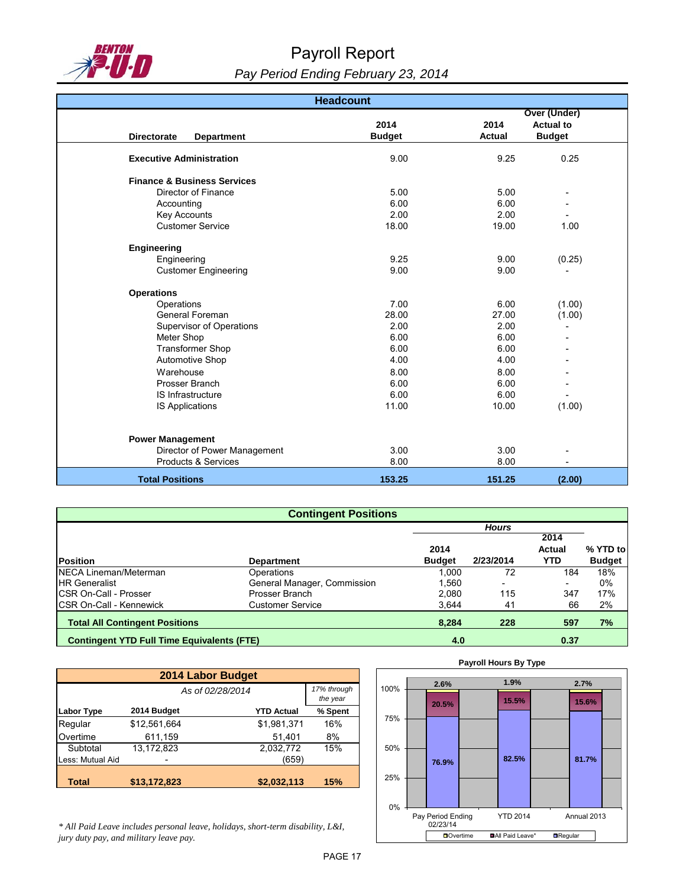# Payroll Report

*Pay Period Ending February 23, 2014*

## Headcount

| Directorate / Department | 2014 Budget | 2014 Actual | Over (Under) Actual to Budget |
|---|---|---|---|
| **Executive Administration** | 9.00 | 9.25 | 0.25 |
| **Finance & Business Services** | | | |
| Director of Finance | 5.00 | 5.00 | - |
| Accounting | 6.00 | 6.00 | - |
| Key Accounts | 2.00 | 2.00 | - |
| Customer Service | 18.00 | 19.00 | 1.00 |
| **Engineering** | | | |
| Engineering | 9.25 | 9.00 | (0.25) |
| Customer Engineering | 9.00 | 9.00 | - |
| **Operations** | | | |
| Operations | 7.00 | 6.00 | (1.00) |
| General Foreman | 28.00 | 27.00 | (1.00) |
| Supervisor of Operations | 2.00 | 2.00 | - |
| Meter Shop | 6.00 | 6.00 | - |
| Transformer Shop | 6.00 | 6.00 | - |
| Automotive Shop | 4.00 | 4.00 | - |
| Warehouse | 8.00 | 8.00 | - |
| Prosser Branch | 6.00 | 6.00 | - |
| IS Infrastructure | 6.00 | 6.00 | - |
| IS Applications | 11.00 | 10.00 | (1.00) |
| **Power Management** | | | |
| Director of Power Management | 3.00 | 3.00 | - |
| Products & Services | 8.00 | 8.00 | - |
| **Total Positions** | **153.25** | **151.25** | **(2.00)** |

## Contingent Positions

| Position | Department | Hours: 2014 Budget | Hours: 2/23/2014 | Hours: 2014 Actual YTD | % YTD to Budget |
|---|---|---|---|---|---|
| NECA Lineman/Meterman | Operations | 1,000 | 72 | 184 | 18% |
| HR Generalist | General Manager, Commission | 1,560 | - | - | 0% |
| CSR On-Call - Prosser | Prosser Branch | 2,080 | 115 | 347 | 17% |
| CSR On-Call - Kennewick | Customer Service | 3,644 | 41 | 66 | 2% |
| **Total All Contingent Positions** | | **8,284** | **228** | **597** | **7%** |
| **Contingent YTD Full Time Equivalents (FTE)** | | **4.0** | | **0.37** | |

## 2014 Labor Budget

*As of 02/28/2014* — *17% through the year*

| Labor Type | 2014 Budget | YTD Actual | % Spent |
|---|---|---|---|
| Regular | $12,561,664 | $1,981,371 | 16% |
| Overtime | 611,159 | 51,401 | 8% |
| Subtotal | 13,172,823 | 2,032,772 | 15% |
| Less: Mutual Aid | - | (659) | |
| **Total** | **$13,172,823** | **$2,032,113** | **15%** |

**Payroll Hours By Type**

100%
75%
50%
25%
0%

Pay Period Ending 02/23/14: 2.6%, 20.5%, 76.9%
YTD 2014: 1.9%, 15.5%, 82.5%
Annual 2013: 2.7%, 15.6%, 81.7%

Overtime | All Paid Leave* | Regular

*\* All Paid Leave includes personal leave, holidays, short-term disability, L&I, jury duty pay, and military leave pay.*